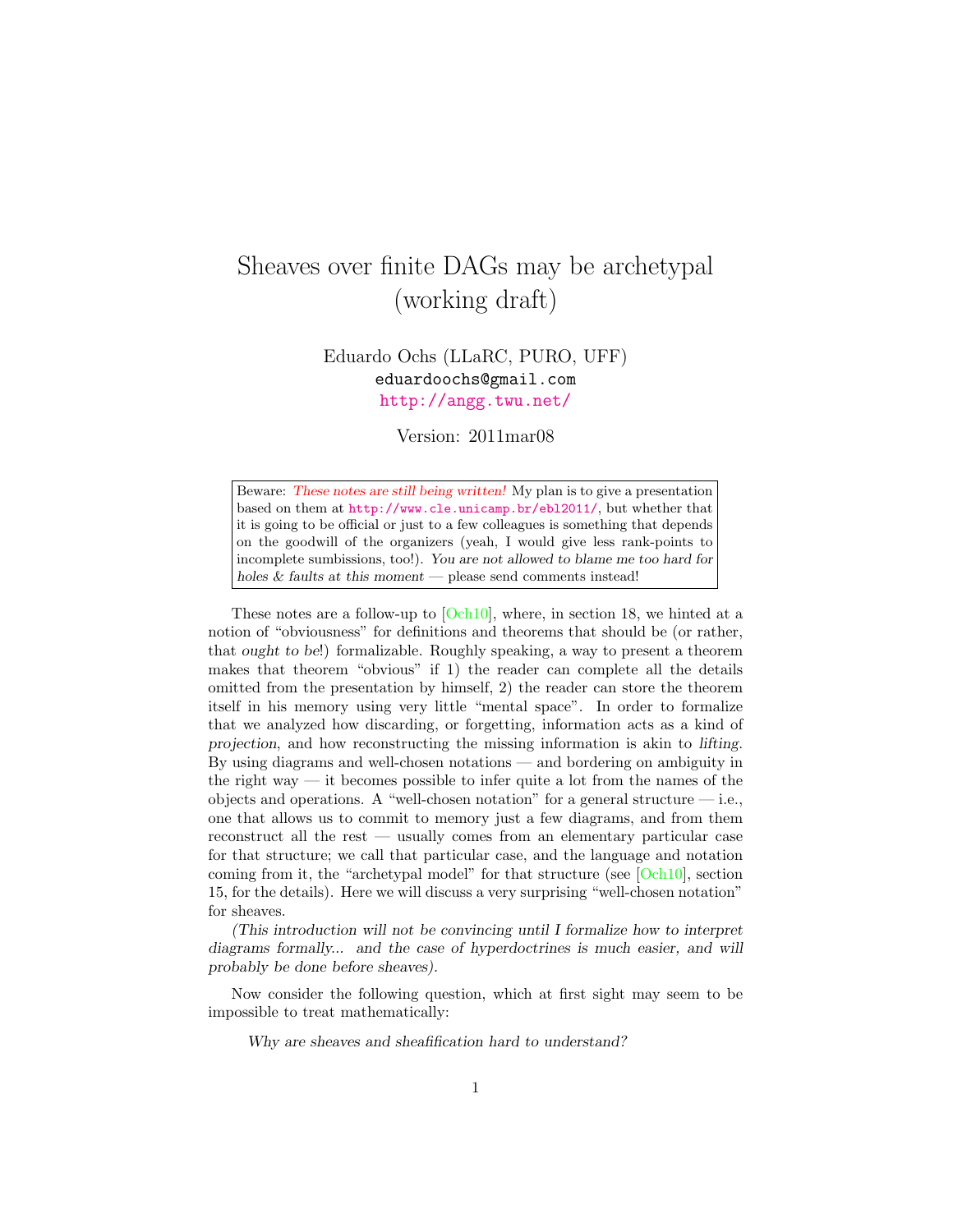# Sheaves over finite DAGs may be archetypal (working draft)

Eduardo Ochs (LLaRC, PURO, UFF)
eduardoochs@gmail.com
http://angg.twu.net/

Version: 2011mar08

> Beware: *These notes are still being written!* My plan is to give a presentation based on them at http://www.cle.unicamp.br/ebl2011/, but whether that it is going to be official or just to a few colleagues is something that depends on the goodwill of the organizers (yeah, I would give less rank-points to incomplete sumbissions, too!). *You are not allowed to blame me too hard for holes & faults at this moment* — please send comments instead!

These notes are a follow-up to [Och10], where, in section 18, we hinted at a notion of "obviousness" for definitions and theorems that should be (or rather, that *ought to be*!) formalizable. Roughly speaking, a way to present a theorem makes that theorem "obvious" if 1) the reader can complete all the details omitted from the presentation by himself, 2) the reader can store the theorem itself in his memory using very little "mental space". In order to formalize that we analyzed how discarding, or forgetting, information acts as a kind of *projection*, and how reconstructing the missing information is akin to *lifting*. By using diagrams and well-chosen notations — and bordering on ambiguity in the right way — it becomes possible to infer quite a lot from the names of the objects and operations. A "well-chosen notation" for a general structure — i.e., one that allows us to commit to memory just a few diagrams, and from them reconstruct all the rest — usually comes from an elementary particular case for that structure; we call that particular case, and the language and notation coming from it, the "archetypal model" for that structure (see [Och10], section 15, for the details). Here we will discuss a very surprising "well-chosen notation" for sheaves.

*(This introduction will not be convincing until I formalize how to interpret diagrams formally... and the case of hyperdoctrines is much easier, and will probably be done before sheaves).*

Now consider the following question, which at first sight may seem to be impossible to treat mathematically:

*Why are sheaves and sheafification hard to understand?*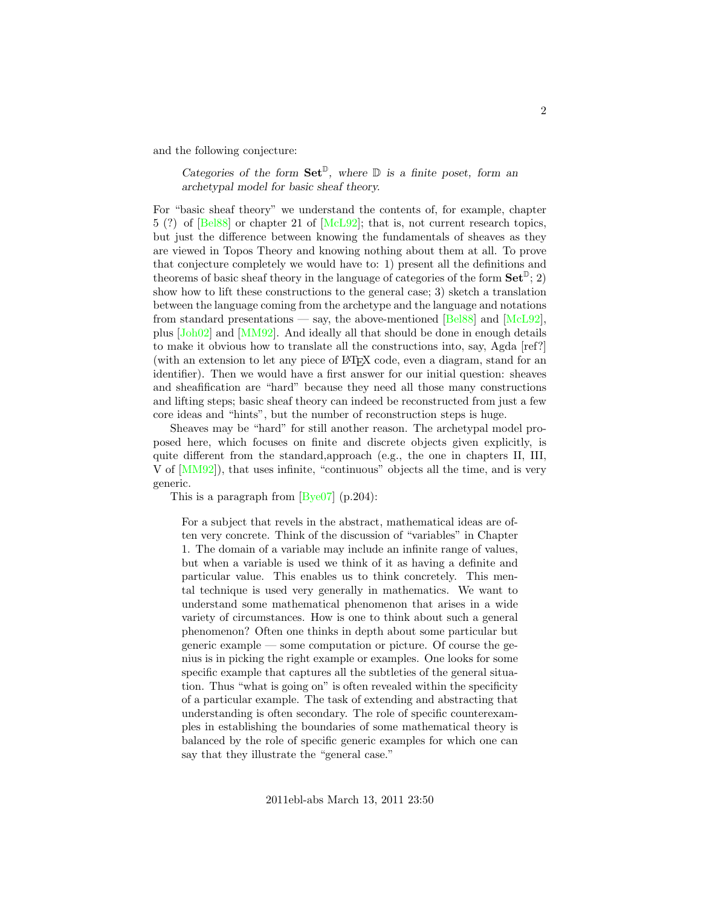and the following conjecture:

> *Categories of the form $\mathbf{Set}^{\mathbb{D}}$, where $\mathbb{D}$ is a finite poset, form an archetypal model for basic sheaf theory.*

For "basic sheaf theory" we understand the contents of, for example, chapter 5 (?) of [Bel88] or chapter 21 of [McL92]; that is, not current research topics, but just the difference between knowing the fundamentals of sheaves as they are viewed in Topos Theory and knowing nothing about them at all. To prove that conjecture completely we would have to: 1) present all the definitions and theorems of basic sheaf theory in the language of categories of the form $\mathbf{Set}^{\mathbb{D}}$; 2) show how to lift these constructions to the general case; 3) sketch a translation between the language coming from the archetype and the language and notations from standard presentations — say, the above-mentioned [Bel88] and [McL92], plus [Joh02] and [MM92]. And ideally all that should be done in enough details to make it obvious how to translate all the constructions into, say, Agda [ref?] (with an extension to let any piece of LaTeX code, even a diagram, stand for an identifier). Then we would have a first answer for our initial question: sheaves and sheafification are "hard" because they need all those many constructions and lifting steps; basic sheaf theory can indeed be reconstructed from just a few core ideas and "hints", but the number of reconstruction steps is huge.

Sheaves may be "hard" for still another reason. The archetypal model proposed here, which focuses on finite and discrete objects given explicitly, is quite different from the standard,approach (e.g., the one in chapters II, III, V of [MM92]), that uses infinite, "continuous" objects all the time, and is very generic.

This is a paragraph from [Bye07] (p.204):

> For a subject that revels in the abstract, mathematical ideas are often very concrete. Think of the discussion of "variables" in Chapter 1. The domain of a variable may include an infinite range of values, but when a variable is used we think of it as having a definite and particular value. This enables us to think concretely. This mental technique is used very generally in mathematics. We want to understand some mathematical phenomenon that arises in a wide variety of circumstances. How is one to think about such a general phenomenon? Often one thinks in depth about some particular but generic example — some computation or picture. Of course the genius is in picking the right example or examples. One looks for some specific example that captures all the subtleties of the general situation. Thus "what is going on" is often revealed within the specificity of a particular example. The task of extending and abstracting that understanding is often secondary. The role of specific counterexamples in establishing the boundaries of some mathematical theory is balanced by the role of specific generic examples for which one can say that they illustrate the "general case."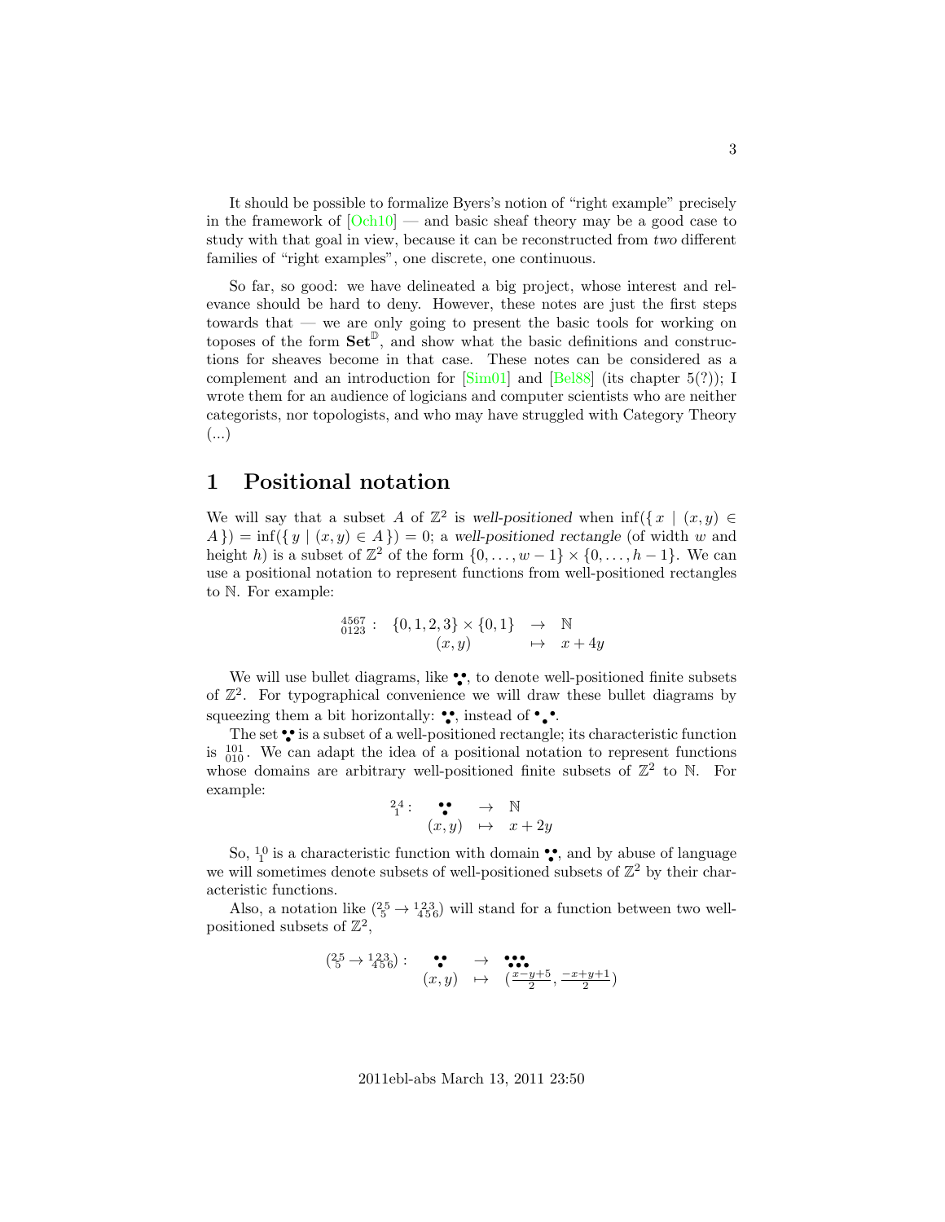It should be possible to formalize Byers's notion of "right example" precisely in the framework of [Och10] — and basic sheaf theory may be a good case to study with that goal in view, because it can be reconstructed from *two* different families of "right examples", one discrete, one continuous.

So far, so good: we have delineated a big project, whose interest and relevance should be hard to deny. However, these notes are just the first steps towards that — we are only going to present the basic tools for working on toposes of the form $\mathbf{Set}^{\mathbb{D}}$, and show what the basic definitions and constructions for sheaves become in that case. These notes can be considered as a complement and an introduction for [Sim01] and [Bel88] (its chapter 5(?)); I wrote them for an audience of logicians and computer scientists who are neither categorists, nor topologists, and who may have struggled with Category Theory (...)

# 1 Positional notation

We will say that a subset $A$ of $\mathbb{Z}^2$ is *well-positioned* when $\inf(\{\, x \mid (x,y) \in A \,\}) = \inf(\{\, y \mid (x,y) \in A \,\}) = 0$; a *well-positioned rectangle* (of width $w$ and height $h$) is a subset of $\mathbb{Z}^2$ of the form $\{0,\ldots,w-1\} \times \{0,\ldots,h-1\}$. We can use a positional notation to represent functions from well-positioned rectangles to $\mathbb{N}$. For example:

$$\begin{array}{rccc} {}^{4567}_{0123}: & \{0,1,2,3\} \times \{0,1\} & \to & \mathbb{N} \\ & (x,y) & \mapsto & x+4y \end{array}$$

We will use bullet diagrams, like ${}^{\bullet\ \bullet}_{\ \bullet}$, to denote well-positioned finite subsets of $\mathbb{Z}^2$. For typographical convenience we will draw these bullet diagrams by squeezing them a bit horizontally: ${}^{\bullet\bullet}_{\bullet}$, instead of ${}^{\bullet\ \ \bullet}_{\ \bullet}$.

The set ${}^{\bullet\bullet}_{\bullet}$ is a subset of a well-positioned rectangle; its characteristic function is ${}^{101}_{010}$. We can adapt the idea of a positional notation to represent functions whose domains are arbitrary well-positioned finite subsets of $\mathbb{Z}^2$ to $\mathbb{N}$. For example:

$$\begin{array}{rccc} {}^{2\,4}_{\ 1}: & {}^{\bullet\bullet}_{\bullet} & \to & \mathbb{N} \\ & (x,y) & \mapsto & x+2y \end{array}$$

So, ${}^{1\,0}_{\ 1}$ is a characteristic function with domain ${}^{\bullet\bullet}_{\bullet}$, and by abuse of language we will sometimes denote subsets of well-positioned subsets of $\mathbb{Z}^2$ by their characteristic functions.

Also, a notation like $({}^{2\,5}_{\ 5} \to {}^{1\,2\,3}_{4\,5\,6})$ will stand for a function between two well-positioned subsets of $\mathbb{Z}^2$,

$$\begin{array}{rccc} ({}^{2\,5}_{\ 5} \to {}^{1\,2\,3}_{4\,5\,6}): & {}^{\bullet\bullet}_{\bullet} & \to & {}^{\bullet\bullet\bullet}_{\bullet\bullet\bullet} \\ & (x,y) & \mapsto & (\frac{x-y+5}{2}, \frac{-x+y+1}{2}) \end{array}$$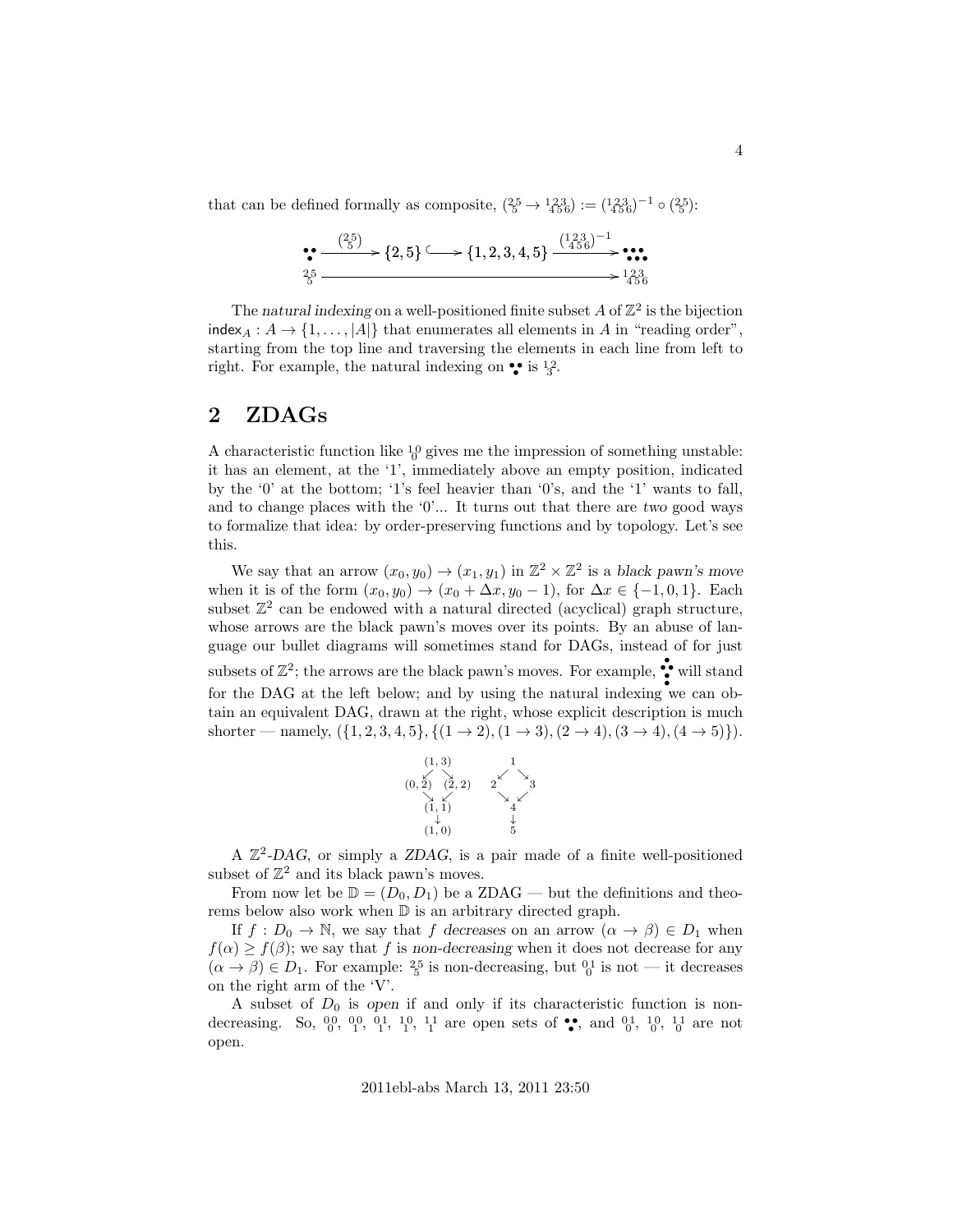that can be defined formally as composite, $(\substack{2\,5\\5} \to \substack{1\,2\,3\\4\,5\,6}) := (\substack{1\,2\,3\\4\,5\,6})^{-1} \circ (\substack{2\,5\\5})$:

$$
\begin{array}{ccccccc}
\substack{\bullet\,\bullet\\\bullet} & \xrightarrow{(\substack{2\,5\\5})} & \{2,5\} & \hookrightarrow & \{1,2,3,4,5\} & \xrightarrow{(\substack{1\,2\,3\\4\,5\,6})^{-1}} & \substack{\bullet\,\bullet\,\bullet\\\bullet\,\bullet\,\bullet} \\
\substack{2\,5\\5} & & & \longrightarrow & & & \substack{1\,2\,3\\4\,5\,6}
\end{array}
$$

The *natural indexing* on a well-positioned finite subset $A$ of $\mathbb{Z}^2$ is the bijection $\mathsf{index}_A : A \to \{1, \ldots, |A|\}$ that enumerates all elements in $A$ in "reading order", starting from the top line and traversing the elements in each line from left to right. For example, the natural indexing on $\substack{\bullet\,\bullet\\\bullet}$ is $\substack{1\,2\\3}$.

## 2 ZDAGs

A characteristic function like $\substack{1\,0\\0}$ gives me the impression of something unstable: it has an element, at the '1', immediately above an empty position, indicated by the '0' at the bottom; '1's feel heavier than '0's, and the '1' wants to fall, and to change places with the '0'... It turns out that there are *two* good ways to formalize that idea: by order-preserving functions and by topology. Let's see this.

We say that an arrow $(x_0, y_0) \to (x_1, y_1)$ in $\mathbb{Z}^2 \times \mathbb{Z}^2$ is a *black pawn's move* when it is of the form $(x_0, y_0) \to (x_0 + \Delta x, y_0 - 1)$, for $\Delta x \in \{-1, 0, 1\}$. Each subset $\mathbb{Z}^2$ can be endowed with a natural directed (acyclical) graph structure, whose arrows are the black pawn's moves over its points. By an abuse of language our bullet diagrams will sometimes stand for DAGs, instead of for just subsets of $\mathbb{Z}^2$; the arrows are the black pawn's moves. For example, $\substack{\bullet\\\bullet\,\bullet\\\bullet\\\bullet}$ will stand for the DAG at the left below; and by using the natural indexing we can obtain an equivalent DAG, drawn at the right, whose explicit description is much shorter — namely, $(\{1, 2, 3, 4, 5\}, \{(1 \to 2), (1 \to 3), (2 \to 4), (3 \to 4), (4 \to 5)\})$.

$$
\begin{array}{ccc}
 & (1,3) & \\
\swarrow & & \searrow \\
(0,2) & & (2,2) \\
\searrow & & \swarrow \\
 & (1,1) & \\
 & \downarrow & \\
 & (1,0) &
\end{array}
\qquad\qquad
\begin{array}{ccc}
 & 1 & \\
\swarrow & & \searrow \\
2 & & 3 \\
\searrow & & \swarrow \\
 & 4 & \\
 & \downarrow & \\
 & 5 &
\end{array}
$$

A $\mathbb{Z}^2$*-DAG*, or simply a *ZDAG*, is a pair made of a finite well-positioned subset of $\mathbb{Z}^2$ and its black pawn's moves.

From now let be $\mathbb{D} = (D_0, D_1)$ be a ZDAG — but the definitions and theorems below also work when $\mathbb{D}$ is an arbitrary directed graph.

If $f : D_0 \to \mathbb{N}$, we say that $f$ *decreases* on an arrow $(\alpha \to \beta) \in D_1$ when $f(\alpha) \geq f(\beta)$; we say that $f$ is *non-decreasing* when it does not decrease for any $(\alpha \to \beta) \in D_1$. For example: $\substack{2\,5\\5}$ is non-decreasing, but $\substack{0\,1\\0}$ is not — it decreases on the right arm of the 'V'.

A subset of $D_0$ is *open* if and only if its characteristic function is non-decreasing. So, $\substack{0\,0\\0}$, $\substack{0\,0\\1}$, $\substack{0\,1\\1}$, $\substack{1\,0\\1}$, $\substack{1\,1\\1}$ are open sets of $\substack{\bullet\,\bullet\\\bullet}$, and $\substack{0\,1\\0}$, $\substack{1\,0\\0}$, $\substack{1\,1\\0}$ are not open.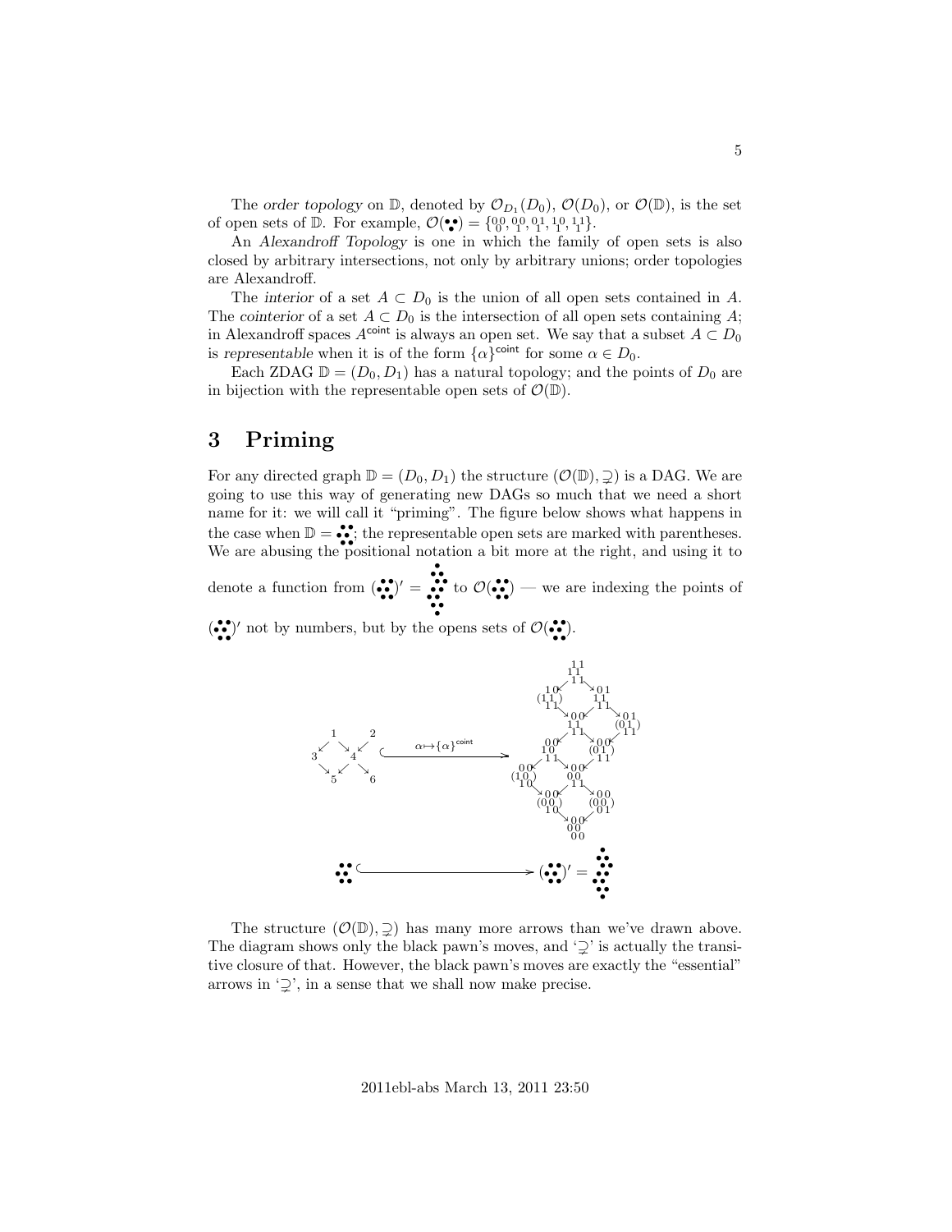The *order topology* on $\mathbb{D}$, denoted by $\mathcal{O}_{D_1}(D_0)$, $\mathcal{O}(D_0)$, or $\mathcal{O}(\mathbb{D})$, is the set of open sets of $\mathbb{D}$. For example, $\mathcal{O}(\because) = \{{}^{0\,0}_{\;0}, {}^{0\,0}_{\;1}, {}^{0\,1}_{\;1}, {}^{1\,0}_{\;1}, {}^{1\,1}_{\;1}\}$.

An *Alexandroff Topology* is one in which the family of open sets is also closed by arbitrary intersections, not only by arbitrary unions; order topologies are Alexandroff.

The *interior* of a set $A \subset D_0$ is the union of all open sets contained in $A$. The *cointerior* of a set $A \subset D_0$ is the intersection of all open sets containing $A$; in Alexandroff spaces $A^{\mathsf{coint}}$ is always an open set. We say that a subset $A \subset D_0$ is *representable* when it is of the form $\{\alpha\}^{\mathsf{coint}}$ for some $\alpha \in D_0$.

Each ZDAG $\mathbb{D} = (D_0, D_1)$ has a natural topology; and the points of $D_0$ are in bijection with the representable open sets of $\mathcal{O}(\mathbb{D})$.

# 3 Priming

For any directed graph $\mathbb{D} = (D_0, D_1)$ the structure $(\mathcal{O}(\mathbb{D}), \supsetneq)$ is a DAG. We are going to use this way of generating new DAGs so much that we need a short name for it: we will call it "priming". The figure below shows what happens in the case when $\mathbb{D} = ⠿$; the representable open sets are marked with parentheses. We are abusing the positional notation a bit more at the right, and using it to denote a function from $(⠿)'$ to $\mathcal{O}(⠿)$ — we are indexing the points of $(⠿)'$ not by numbers, but by the opens sets of $\mathcal{O}(⠿)$.

The structure $(\mathcal{O}(\mathbb{D}), \supsetneq)$ has many more arrows than we've drawn above. The diagram shows only the black pawn's moves, and '$\supsetneq$' is actually the transitive closure of that. However, the black pawn's moves are exactly the "essential" arrows in '$\supsetneq$', in a sense that we shall now make precise.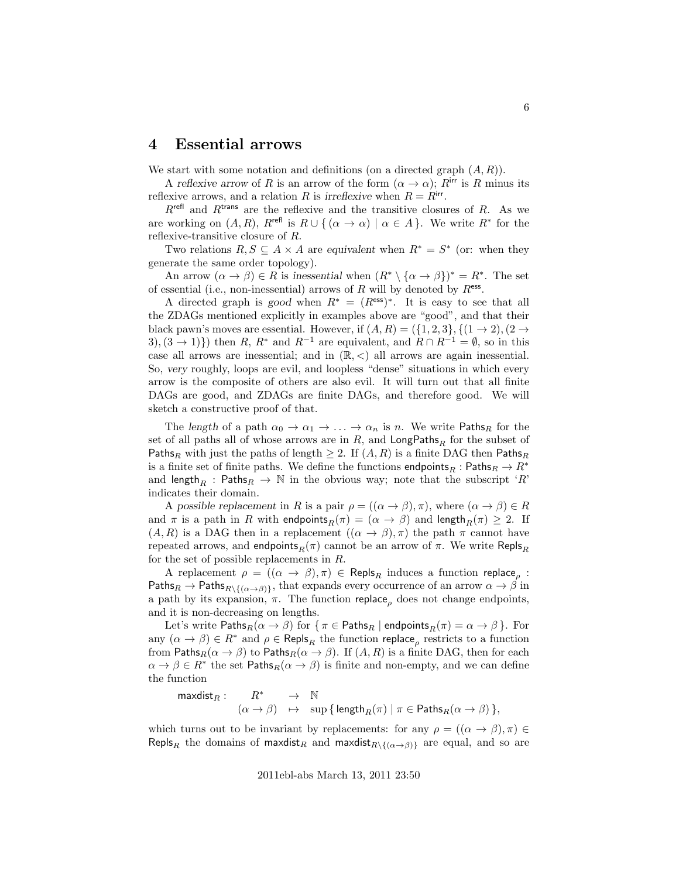## 4 Essential arrows

We start with some notation and definitions (on a directed graph $(A, R)$).

A *reflexive arrow* of $R$ is an arrow of the form $(\alpha \to \alpha)$; $R^{\mathsf{irr}}$ is $R$ minus its reflexive arrows, and a relation $R$ is *irreflexive* when $R = R^{\mathsf{irr}}$.

$R^{\mathsf{refl}}$ and $R^{\mathsf{trans}}$ are the reflexive and the transitive closures of $R$. As we are working on $(A, R)$, $R^{\mathsf{refl}}$ is $R \cup \{ (\alpha \to \alpha) \mid \alpha \in A \}$. We write $R^*$ for the reflexive-transitive closure of $R$.

Two relations $R, S \subseteq A \times A$ are *equivalent* when $R^* = S^*$ (or: when they generate the same order topology).

An arrow $(\alpha \to \beta) \in R$ is *inessential* when $(R^* \setminus \{\alpha \to \beta\})^* = R^*$. The set of essential (i.e., non-inessential) arrows of $R$ will by denoted by $R^{\mathsf{ess}}$.

A directed graph is *good* when $R^* = (R^{\mathsf{ess}})^*$. It is easy to see that all the ZDAGs mentioned explicitly in examples above are "good", and that their black pawn's moves are essential. However, if $(A, R) = (\{1, 2, 3\}, \{(1 \to 2), (2 \to 3), (3 \to 1)\})$ then $R$, $R^*$ and $R^{-1}$ are equivalent, and $R \cap R^{-1} = \emptyset$, so in this case all arrows are inessential; and in $(\mathbb{R}, <)$ all arrows are again inessential. So, *very* roughly, loops are evil, and loopless "dense" situations in which every arrow is the composite of others are also evil. It will turn out that all finite DAGs are good, and ZDAGs are finite DAGs, and therefore good. We will sketch a constructive proof of that.

The *length* of a path $\alpha_0 \to \alpha_1 \to \ldots \to \alpha_n$ is $n$. We write $\mathsf{Paths}_R$ for the set of all paths all of whose arrows are in $R$, and $\mathsf{LongPaths}_R$ for the subset of $\mathsf{Paths}_R$ with just the paths of length $\geq 2$. If $(A, R)$ is a finite DAG then $\mathsf{Paths}_R$ is a finite set of finite paths. We define the functions $\mathsf{endpoints}_R : \mathsf{Paths}_R \to R^*$ and $\mathsf{length}_R : \mathsf{Paths}_R \to \mathbb{N}$ in the obvious way; note that the subscript '$R$' indicates their domain.

A *possible replacement* in $R$ is a pair $\rho = ((\alpha \to \beta), \pi)$, where $(\alpha \to \beta) \in R$ and $\pi$ is a path in $R$ with $\mathsf{endpoints}_R(\pi) = (\alpha \to \beta)$ and $\mathsf{length}_R(\pi) \geq 2$. If $(A, R)$ is a DAG then in a replacement $((\alpha \to \beta), \pi)$ the path $\pi$ cannot have repeated arrows, and $\mathsf{endpoints}_R(\pi)$ cannot be an arrow of $\pi$. We write $\mathsf{Repls}_R$ for the set of possible replacements in $R$.

A replacement $\rho = ((\alpha \to \beta), \pi) \in \mathsf{Repls}_R$ induces a function $\mathsf{replace}_\rho : \mathsf{Paths}_R \to \mathsf{Paths}_{R \setminus \{(\alpha \to \beta)\}}$, that expands every occurrence of an arrow $\alpha \to \beta$ in a path by its expansion, $\pi$. The function $\mathsf{replace}_\rho$ does not change endpoints, and it is non-decreasing on lengths.

Let's write $\mathsf{Paths}_R(\alpha \to \beta)$ for $\{ \pi \in \mathsf{Paths}_R \mid \mathsf{endpoints}_R(\pi) = \alpha \to \beta \}$. For any $(\alpha \to \beta) \in R^*$ and $\rho \in \mathsf{Repls}_R$ the function $\mathsf{replace}_\rho$ restricts to a function from $\mathsf{Paths}_R(\alpha \to \beta)$ to $\mathsf{Paths}_R(\alpha \to \beta)$. If $(A, R)$ is a finite DAG, then for each $\alpha \to \beta \in R^*$ the set $\mathsf{Paths}_R(\alpha \to \beta)$ is finite and non-empty, and we can define the function

$$
\begin{array}{rccl}
\mathsf{maxdist}_R : & R^* & \to & \mathbb{N} \\
& (\alpha \to \beta) & \mapsto & \sup \{ \mathsf{length}_R(\pi) \mid \pi \in \mathsf{Paths}_R(\alpha \to \beta) \},
\end{array}
$$

which turns out to be invariant by replacements: for any $\rho = ((\alpha \to \beta), \pi) \in \mathsf{Repls}_R$ the domains of $\mathsf{maxdist}_R$ and $\mathsf{maxdist}_{R \setminus \{(\alpha \to \beta)\}}$ are equal, and so are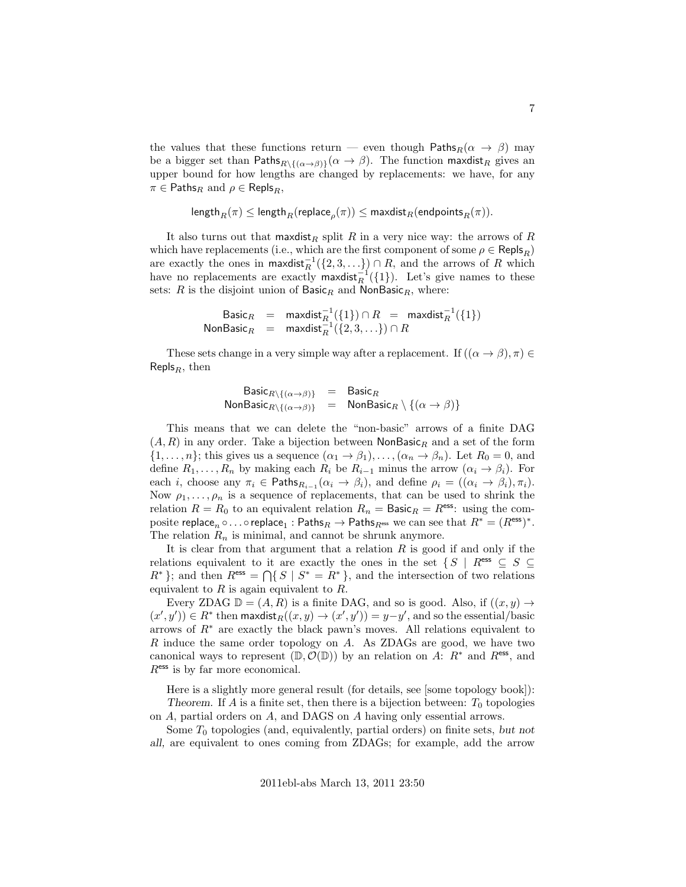the values that these functions return — even though $\mathsf{Paths}_R(\alpha \to \beta)$ may be a bigger set than $\mathsf{Paths}_{R\setminus\{(\alpha\to\beta)\}}(\alpha \to \beta)$. The function $\mathsf{maxdist}_R$ gives an upper bound for how lengths are changed by replacements: we have, for any $\pi \in \mathsf{Paths}_R$ and $\rho \in \mathsf{Repls}_R$,

$$\mathsf{length}_R(\pi) \le \mathsf{length}_R(\mathsf{replace}_\rho(\pi)) \le \mathsf{maxdist}_R(\mathsf{endpoints}_R(\pi)).$$

It also turns out that $\mathsf{maxdist}_R$ split $R$ in a very nice way: the arrows of $R$ which have replacements (i.e., which are the first component of some $\rho \in \mathsf{Repls}_R$) are exactly the ones in $\mathsf{maxdist}_R^{-1}(\{2,3,\ldots\}) \cap R$, and the arrows of $R$ which have no replacements are exactly $\mathsf{maxdist}_R^{-1}(\{1\})$. Let's give names to these sets: $R$ is the disjoint union of $\mathsf{Basic}_R$ and $\mathsf{NonBasic}_R$, where:

$$\begin{array}{rcl}\mathsf{Basic}_R &=& \mathsf{maxdist}_R^{-1}(\{1\}) \cap R \;=\; \mathsf{maxdist}_R^{-1}(\{1\}) \\ \mathsf{NonBasic}_R &=& \mathsf{maxdist}_R^{-1}(\{2,3,\ldots\}) \cap R\end{array}$$

These sets change in a very simple way after a replacement. If $((\alpha \to \beta), \pi) \in \mathsf{Repls}_R$, then

$$\begin{array}{rcl}\mathsf{Basic}_{R\setminus\{(\alpha\to\beta)\}} &=& \mathsf{Basic}_R \\ \mathsf{NonBasic}_{R\setminus\{(\alpha\to\beta)\}} &=& \mathsf{NonBasic}_R \setminus \{(\alpha \to \beta)\}\end{array}$$

This means that we can delete the "non-basic" arrows of a finite DAG $(A, R)$ in any order. Take a bijection between $\mathsf{NonBasic}_R$ and a set of the form $\{1, \ldots, n\}$; this gives us a sequence $(\alpha_1 \to \beta_1), \ldots, (\alpha_n \to \beta_n)$. Let $R_0 = 0$, and define $R_1, \ldots, R_n$ by making each $R_i$ be $R_{i-1}$ minus the arrow $(\alpha_i \to \beta_i)$. For each $i$, choose any $\pi_i \in \mathsf{Paths}_{R_{i-1}}(\alpha_i \to \beta_i)$, and define $\rho_i = ((\alpha_i \to \beta_i), \pi_i)$. Now $\rho_1, \ldots, \rho_n$ is a sequence of replacements, that can be used to shrink the relation $R = R_0$ to an equivalent relation $R_n = \mathsf{Basic}_R = R^{\mathsf{ess}}$: using the composite $\mathsf{replace}_n \circ \ldots \circ \mathsf{replace}_1 : \mathsf{Paths}_R \to \mathsf{Paths}_{R^{\mathsf{ess}}}$ we can see that $R^* = (R^{\mathsf{ess}})^*$. The relation $R_n$ is minimal, and cannot be shrunk anymore.

It is clear from that argument that a relation $R$ is good if and only if the relations equivalent to it are exactly the ones in the set $\{\, S \mid R^{\mathsf{ess}} \subseteq S \subseteq R^* \,\}$; and then $R^{\mathsf{ess}} = \bigcap\{\, S \mid S^* = R^* \,\}$, and the intersection of two relations equivalent to $R$ is again equivalent to $R$.

Every ZDAG $\mathbb{D} = (A, R)$ is a finite DAG, and so is good. Also, if $((x, y) \to (x', y')) \in R^*$ then $\mathsf{maxdist}_R((x, y) \to (x', y')) = y - y'$, and so the essential/basic arrows of $R^*$ are exactly the black pawn's moves. All relations equivalent to $R$ induce the same order topology on $A$. As ZDAGs are good, we have two canonical ways to represent $(\mathbb{D}, \mathcal{O}(\mathbb{D}))$ by an relation on $A$: $R^*$ and $R^{\mathsf{ess}}$, and $R^{\mathsf{ess}}$ is by far more economical.

Here is a slightly more general result (for details, see [some topology book]): *Theorem.* If $A$ is a finite set, then there is a bijection between: $T_0$ topologies on $A$, partial orders on $A$, and DAGS on $A$ having only essential arrows.

Some $T_0$ topologies (and, equivalently, partial orders) on finite sets, *but not all*, are equivalent to ones coming from ZDAGs; for example, add the arrow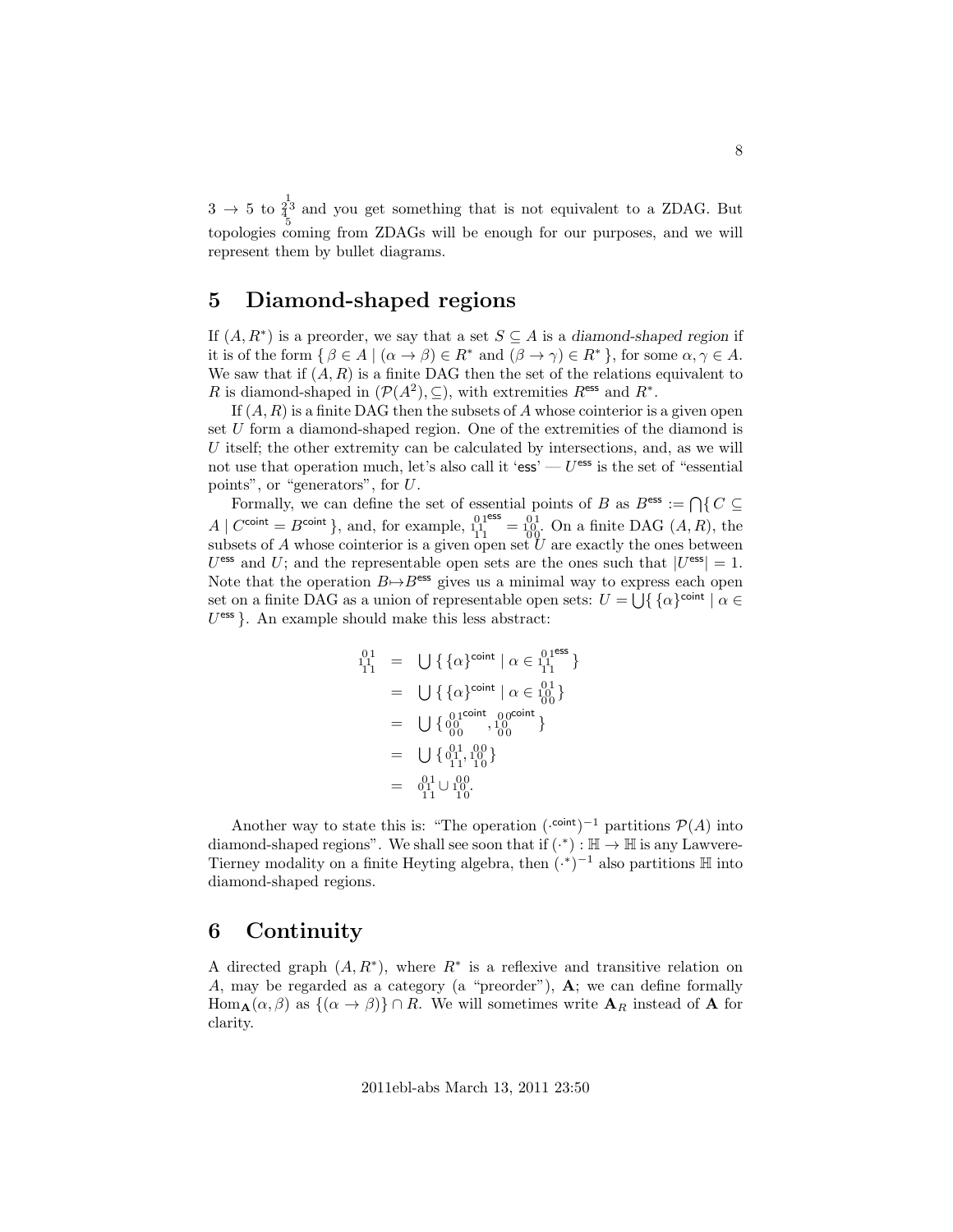$3 \to 5$ to $\substack{1\\2\,3\\4\\5}$ and you get something that is not equivalent to a ZDAG. But topologies coming from ZDAGs will be enough for our purposes, and we will represent them by bullet diagrams.

## 5 Diamond-shaped regions

If $(A, R^*)$ is a preorder, we say that a set $S \subseteq A$ is a *diamond-shaped region* if it is of the form $\{\, \beta \in A \mid (\alpha \to \beta) \in R^* \text{ and } (\beta \to \gamma) \in R^* \,\}$, for some $\alpha, \gamma \in A$. We saw that if $(A, R)$ is a finite DAG then the set of the relations equivalent to $R$ is diamond-shaped in $(\mathcal{P}(A^2), \subseteq)$, with extremities $R^{\mathsf{ess}}$ and $R^*$.

If $(A, R)$ is a finite DAG then the subsets of $A$ whose cointerior is a given open set $U$ form a diamond-shaped region. One of the extremities of the diamond is $U$ itself; the other extremity can be calculated by intersections, and, as we will not use that operation much, let's also call it '$\mathsf{ess}$' — $U^{\mathsf{ess}}$ is the set of "essential points", or "generators", for $U$.

Formally, we can define the set of essential points of $B$ as $B^{\mathsf{ess}} := \bigcap\{\, C \subseteq A \mid C^{\mathsf{coint}} = B^{\mathsf{coint}} \,\}$, and, for example, $\substack{0\,1\\1\,1\\1\,1}^{\mathsf{ess}} = \substack{0\,1\\1\,0\\0\,0}$. On a finite DAG $(A, R)$, the subsets of $A$ whose cointerior is a given open set $U$ are exactly the ones between $U^{\mathsf{ess}}$ and $U$; and the representable open sets are the ones such that $|U^{\mathsf{ess}}| = 1$. Note that the operation $B \mapsto B^{\mathsf{ess}}$ gives us a minimal way to express each open set on a finite DAG as a union of representable open sets: $U = \bigcup\{\, \{\alpha\}^{\mathsf{coint}} \mid \alpha \in U^{\mathsf{ess}} \,\}$. An example should make this less abstract:

$$
\begin{aligned}
\substack{0\,1\\1\,1\\1\,1} &= \bigcup\{\, \{\alpha\}^{\mathsf{coint}} \mid \alpha \in \substack{0\,1\\1\,1\\1\,1}^{\mathsf{ess}} \,\} \\
&= \bigcup\{\, \{\alpha\}^{\mathsf{coint}} \mid \alpha \in \substack{0\,1\\1\,0\\0\,0} \,\} \\
&= \bigcup\{\, \substack{0\,1\\0\,0\\0\,0}^{\mathsf{coint}}, \substack{0\,0\\1\,0\\0\,0}^{\mathsf{coint}} \,\} \\
&= \bigcup\{\, \substack{0\,1\\0\,1\\1\,1}, \substack{0\,0\\1\,0\\1\,0} \,\} \\
&= \substack{0\,1\\0\,1\\1\,1} \cup \substack{0\,0\\1\,0\\1\,0}.
\end{aligned}
$$

Another way to state this is: "The operation $(\cdot^{\mathsf{coint}})^{-1}$ partitions $\mathcal{P}(A)$ into diamond-shaped regions". We shall see soon that if $(\cdot^*) : \mathbb{H} \to \mathbb{H}$ is any Lawvere-Tierney modality on a finite Heyting algebra, then $(\cdot^*)^{-1}$ also partitions $\mathbb{H}$ into diamond-shaped regions.

## 6 Continuity

A directed graph $(A, R^*)$, where $R^*$ is a reflexive and transitive relation on $A$, may be regarded as a category (a "preorder"), $\mathbf{A}$; we can define formally $\mathrm{Hom}_{\mathbf{A}}(\alpha, \beta)$ as $\{(\alpha \to \beta)\} \cap R$. We will sometimes write $\mathbf{A}_R$ instead of $\mathbf{A}$ for clarity.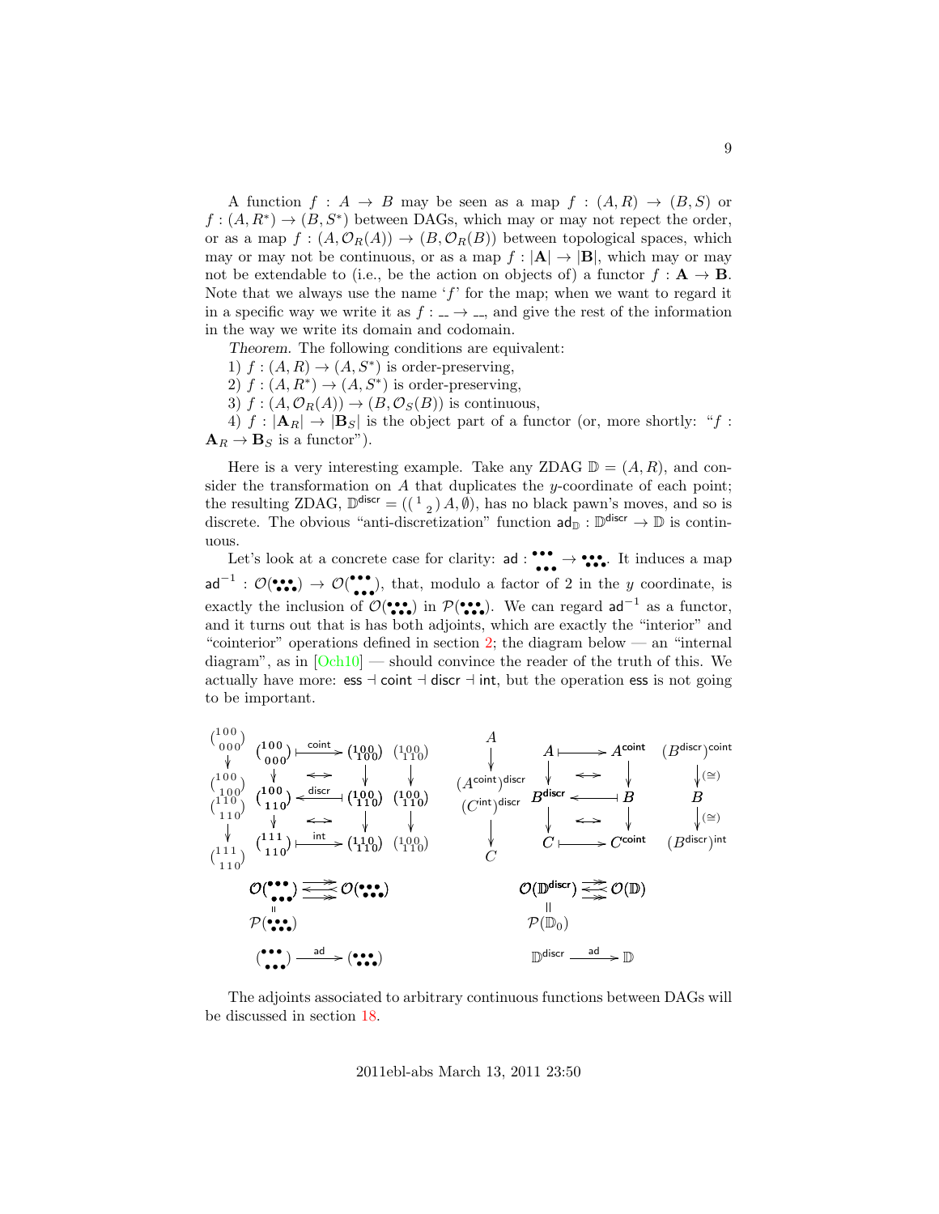A function $f : A \to B$ may be seen as a map $f : (A, R) \to (B, S)$ or $f : (A, R^*) \to (B, S^*)$ between DAGs, which may or may not repect the order, or as a map $f : (A, \mathcal{O}_R(A)) \to (B, \mathcal{O}_R(B))$ between topological spaces, which may or may not be continuous, or as a map $f : |\mathbf{A}| \to |\mathbf{B}|$, which may or may not be extendable to (i.e., be the action on objects of) a functor $f : \mathbf{A} \to \mathbf{B}$. Note that we always use the name '$f$' for the map; when we want to regard it in a specific way we write it as $f : \_ \to \_$, and give the rest of the information in the way we write its domain and codomain.

*Theorem.* The following conditions are equivalent:

1) $f : (A, R) \to (A, S^*)$ is order-preserving,

2) $f : (A, R^*) \to (A, S^*)$ is order-preserving,

3) $f : (A, \mathcal{O}_R(A)) \to (B, \mathcal{O}_S(B))$ is continuous,

4) $f : |\mathbf{A}_R| \to |\mathbf{B}_S|$ is the object part of a functor (or, more shortly: "$f : \mathbf{A}_R \to \mathbf{B}_S$ is a functor").

Here is a very interesting example. Take any ZDAG $\mathbb{D} = (A, R)$, and consider the transformation on $A$ that duplicates the $y$-coordinate of each point; the resulting ZDAG, $\mathbb{D}^{\mathsf{discr}} = ((\,{}^{1}\,{}_{2}\,)\,A, \emptyset)$, has no black pawn's moves, and so is discrete. The obvious "anti-discretization" function $\mathsf{ad}_{\mathbb{D}} : \mathbb{D}^{\mathsf{discr}} \to \mathbb{D}$ is continuous.

Let's look at a concrete case for clarity: $\mathsf{ad} : \overset{\bullet\bullet\bullet}{\bullet\bullet\bullet} \to \overset{\bullet\bullet\bullet}{\bullet\bullet\bullet}$. It induces a map $\mathsf{ad}^{-1} : \mathcal{O}(\overset{\bullet\bullet\bullet}{\bullet\bullet\bullet}) \to \mathcal{O}(\overset{\bullet\bullet\bullet}{\bullet\bullet\bullet})$, that, modulo a factor of 2 in the $y$ coordinate, is exactly the inclusion of $\mathcal{O}(\overset{\bullet\bullet\bullet}{\bullet\bullet\bullet})$ in $\mathcal{P}(\overset{\bullet\bullet\bullet}{\bullet\bullet\bullet})$. We can regard $\mathsf{ad}^{-1}$ as a functor, and it turns out that is has both adjoints, which are exactly the "interior" and "cointerior" operations defined in section 2; the diagram below — an "internal diagram", as in [Och10] — should convince the reader of the truth of this. We actually have more: $\mathsf{ess} \dashv \mathsf{coint} \dashv \mathsf{discr} \dashv \mathsf{int}$, but the operation $\mathsf{ess}$ is not going to be important.

$$
\begin{array}{ccccc}
\binom{100}{000} & \binom{100}{000} & \xmapsto{\mathsf{coint}} & \binom{100}{100} & \binom{100}{110} \\
\downarrow & \downarrow & \leftrightarrow & \downarrow & \downarrow \\
\binom{100}{100} & \binom{100}{110} & \xleftarrow{\mathsf{discr}} & \binom{100}{110} & \binom{100}{110} \\
\binom{110}{110} & \downarrow & \leftrightarrow & \downarrow & \downarrow \\
\downarrow & \binom{111}{110} & \xmapsto{\mathsf{int}} & \binom{110}{110} & \binom{100}{110} \\
\binom{111}{110} & & & &
\end{array}
\qquad
\begin{array}{ccccc}
A & A & \longmapsto & A^{\mathsf{coint}} & (B^{\mathsf{discr}})^{\mathsf{coint}} \\
\downarrow & \downarrow & \leftrightarrow & \downarrow & \downarrow (\cong) \\
(A^{\mathsf{coint}})^{\mathsf{discr}} & B^{\mathsf{discr}} & \longleftarrow & B & B \\
(C^{\mathsf{int}})^{\mathsf{discr}} & \downarrow & \leftrightarrow & \downarrow & \downarrow (\cong) \\
\downarrow & C & \longmapsto & C^{\mathsf{coint}} & (B^{\mathsf{discr}})^{\mathsf{int}} \\
C & & & &
\end{array}
$$

$$
\begin{array}{ccc}
\mathcal{O}(\overset{\bullet\bullet\bullet}{\bullet\bullet\bullet}) & \rightleftarrows & \mathcal{O}(\overset{\bullet\bullet\bullet}{\bullet\bullet\bullet}) \\
\parallel & & \\
\mathcal{P}(\overset{\bullet\bullet\bullet}{\bullet\bullet\bullet}) & & \\
(\overset{\bullet\bullet\bullet}{\bullet\bullet\bullet}) & \xrightarrow{\mathsf{ad}} & (\overset{\bullet\bullet\bullet}{\bullet\bullet\bullet})
\end{array}
\qquad
\begin{array}{ccc}
\mathcal{O}(\mathbb{D}^{\mathsf{discr}}) & \rightleftarrows & \mathcal{O}(\mathbb{D}) \\
\parallel & & \\
\mathcal{P}(\mathbb{D}_0) & & \\
\mathbb{D}^{\mathsf{discr}} & \xrightarrow{\mathsf{ad}} & \mathbb{D}
\end{array}
$$

The adjoints associated to arbitrary continuous functions between DAGs will be discussed in section 18.

2011ebl-abs March 13, 2011 23:50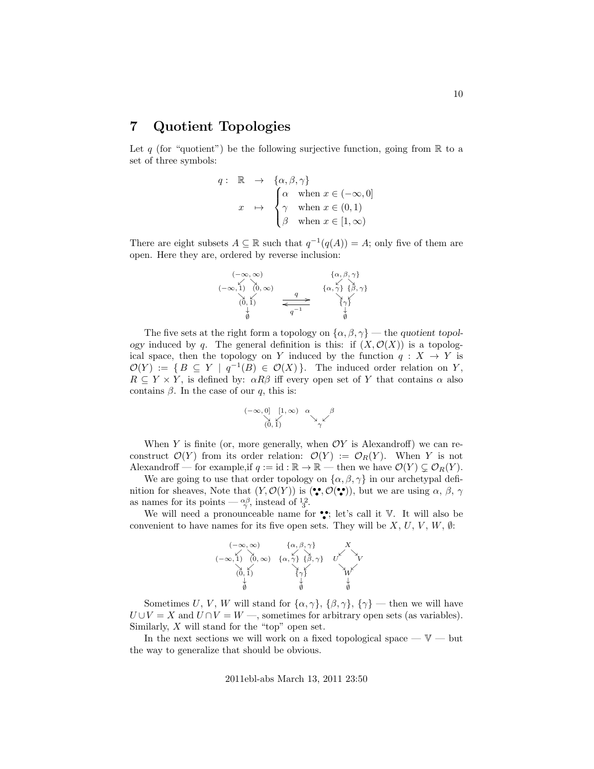## 7 Quotient Topologies

Let $q$ (for "quotient") be the following surjective function, going from $\mathbb{R}$ to a set of three symbols:

$$
\begin{array}{rrcl}
q: & \mathbb{R} & \to & \{\alpha, \beta, \gamma\} \\
 & x & \mapsto & \begin{cases} \alpha & \text{when } x \in (-\infty, 0] \\ \gamma & \text{when } x \in (0, 1) \\ \beta & \text{when } x \in [1, \infty) \end{cases}
\end{array}
$$

There are eight subsets $A \subseteq \mathbb{R}$ such that $q^{-1}(q(A)) = A$; only five of them are open. Here they are, ordered by reverse inclusion:

$$
\begin{array}{ccc}
\begin{array}{ccc} & (-\infty,\infty) & \\ \swarrow & & \searrow \\ (-\infty,1) & & (0,\infty) \\ \searrow & & \swarrow \\ & (0,1) & \\ & \downarrow & \\ & \emptyset & \end{array}
&
\begin{array}{c} \xrightarrow{\quad q \quad} \\ \xleftarrow[\quad q^{-1} \quad]{} \end{array}
&
\begin{array}{ccc} & \{\alpha,\beta,\gamma\} & \\ \swarrow & & \searrow \\ \{\alpha,\gamma\} & & \{\beta,\gamma\} \\ \searrow & & \swarrow \\ & \{\gamma\} & \\ & \downarrow & \\ & \emptyset & \end{array}
\end{array}
$$

The five sets at the right form a topology on $\{\alpha, \beta, \gamma\}$ — the *quotient topology* induced by $q$. The general definition is this: if $(X, \mathcal{O}(X))$ is a topological space, then the topology on $Y$ induced by the function $q : X \to Y$ is $\mathcal{O}(Y) := \{\, B \subseteq Y \mid q^{-1}(B) \in \mathcal{O}(X) \,\}$. The induced order relation on $Y$, $R \subseteq Y \times Y$, is defined by: $\alpha R \beta$ iff every open set of $Y$ that contains $\alpha$ also contains $\beta$. In the case of our $q$, this is:

$$
\begin{array}{ccc}
\begin{array}{ccc} (-\infty,0] & & [1,\infty) \\ & \searrow \ \swarrow & \\ & (0,1) & \end{array}
&
\quad
&
\begin{array}{ccc} \alpha & & \beta \\ & \searrow \ \swarrow & \\ & \gamma & \end{array}
\end{array}
$$

When $Y$ is finite (or, more generally, when $\mathcal{O}Y$ is Alexandroff) we can reconstruct $\mathcal{O}(Y)$ from its order relation: $\mathcal{O}(Y) := \mathcal{O}_R(Y)$. When $Y$ is not Alexandroff — for example,if $q := \mathrm{id} : \mathbb{R} \to \mathbb{R}$ — then we have $\mathcal{O}(Y) \subsetneq \mathcal{O}_R(Y)$.

We are going to use that order topology on $\{\alpha, \beta, \gamma\}$ in our archetypal definition for sheaves, Note that $(Y, \mathcal{O}(Y))$ is $({\therefore}, \mathcal{O}({\therefore}))$, but we are using $\alpha$, $\beta$, $\gamma$ as names for its points — ${}^{\alpha\beta}_{\ \gamma}$, instead of ${}^{1\,2}_{\ 3}$.

We will need a pronounceable name for ${\therefore}$; let's call it $\mathbb{V}$. It will also be convenient to have names for its five open sets. They will be $X$, $U$, $V$, $W$, $\emptyset$:

$$
\begin{array}{ccc}
\begin{array}{ccc} & (-\infty,\infty) & \\ \swarrow & & \searrow \\ (-\infty,1) & & (0,\infty) \\ \searrow & & \swarrow \\ & (0,1) & \\ & \downarrow & \\ & \emptyset & \end{array}
&
\begin{array}{ccc} & \{\alpha,\beta,\gamma\} & \\ \swarrow & & \searrow \\ \{\alpha,\gamma\} & & \{\beta,\gamma\} \\ \searrow & & \swarrow \\ & \{\gamma\} & \\ & \downarrow & \\ & \emptyset & \end{array}
&
\begin{array}{ccc} & X & \\ \swarrow & & \searrow \\ U & & V \\ \searrow & & \swarrow \\ & W & \\ & \downarrow & \\ & \emptyset & \end{array}
\end{array}
$$

Sometimes $U$, $V$, $W$ will stand for $\{\alpha, \gamma\}$, $\{\beta, \gamma\}$, $\{\gamma\}$ — then we will have $U \cup V = X$ and $U \cap V = W$ —, sometimes for arbitrary open sets (as variables). Similarly, $X$ will stand for the "top" open set.

In the next sections we will work on a fixed topological space — $\mathbb{V}$ — but the way to generalize that should be obvious.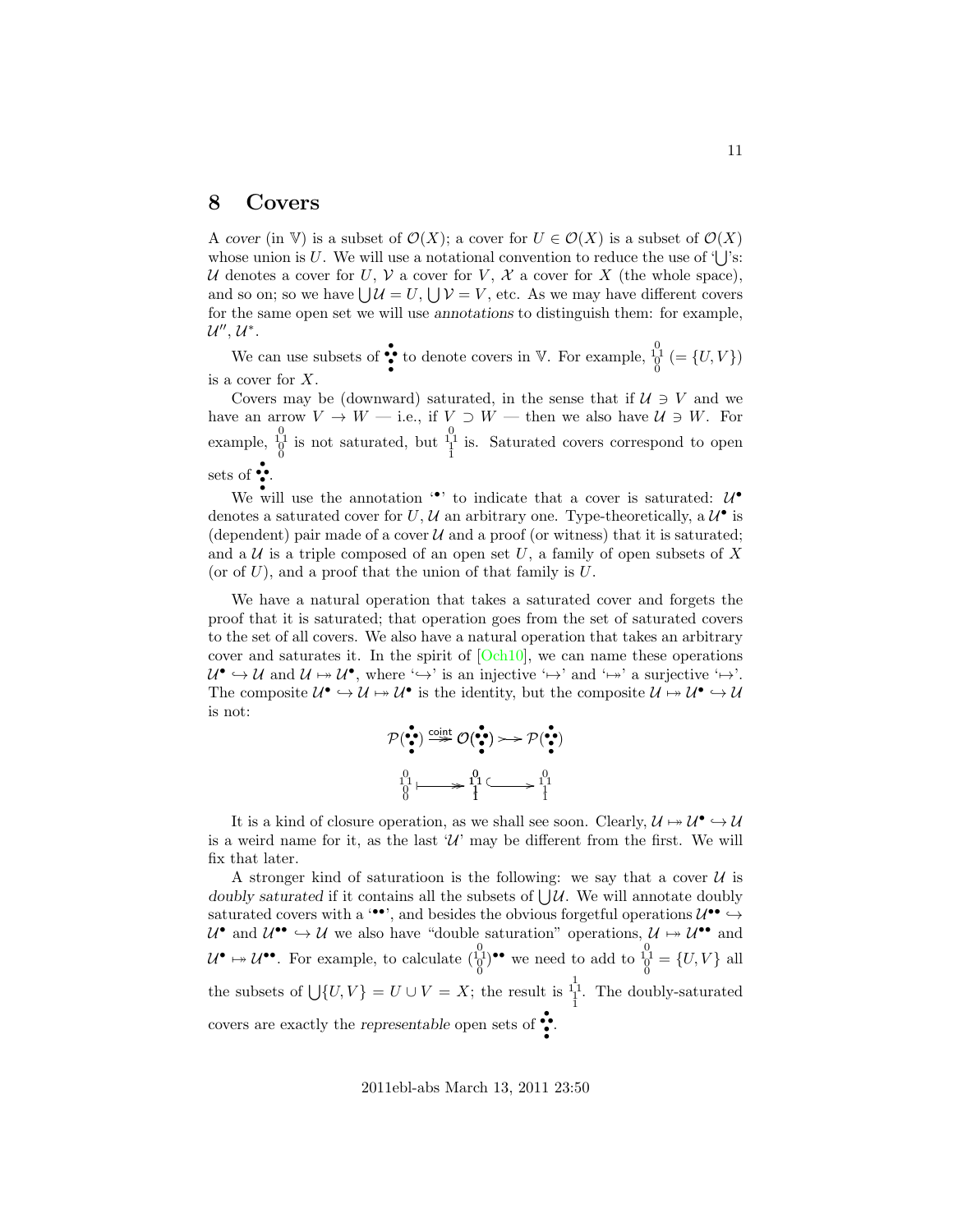# 8 Covers

A *cover* (in $\mathbb{V}$) is a subset of $\mathcal{O}(X)$; a cover for $U \in \mathcal{O}(X)$ is a subset of $\mathcal{O}(X)$ whose union is $U$. We will use a notational convention to reduce the use of '$\bigcup$'s: $\mathcal{U}$ denotes a cover for $U$, $\mathcal{V}$ a cover for $V$, $\mathcal{X}$ a cover for $X$ (the whole space), and so on; so we have $\bigcup \mathcal{U} = U$, $\bigcup \mathcal{V} = V$, etc. As we may have different covers for the same open set we will use *annotations* to distinguish them: for example, $\mathcal{U}'', \mathcal{U}^*$.

We can use subsets of $\substack{\bullet\\\bullet\bullet\\\bullet}$ to denote covers in $\mathbb{V}$. For example, $\substack{0\\11\\0\\0}$ $(= \{U, V\})$ is a cover for $X$.

Covers may be (downward) saturated, in the sense that if $\mathcal{U} \ni V$ and we have an arrow $V \to W$ — i.e., if $V \supset W$ — then we also have $\mathcal{U} \ni W$. For example, $\substack{0\\11\\0\\0}$ is not saturated, but $\substack{0\\11\\1\\1}$ is. Saturated covers correspond to open sets of $\substack{\bullet\\\bullet\bullet\\\bullet}$.

We will use the annotation '$^\bullet$' to indicate that a cover is saturated: $\mathcal{U}^\bullet$ denotes a saturated cover for $U$, $\mathcal{U}$ an arbitrary one. Type-theoretically, a $\mathcal{U}^\bullet$ is (dependent) pair made of a cover $\mathcal{U}$ and a proof (or witness) that it is saturated; and a $\mathcal{U}$ is a triple composed of an open set $U$, a family of open subsets of $X$ (or of $U$), and a proof that the union of that family is $U$.

We have a natural operation that takes a saturated cover and forgets the proof that it is saturated; that operation goes from the set of saturated covers to the set of all covers. We also have a natural operation that takes an arbitrary cover and saturates it. In the spirit of [Och10], we can name these operations $\mathcal{U}^\bullet \hookrightarrow \mathcal{U}$ and $\mathcal{U} \mapsto\!\!\!\!\rightarrow \mathcal{U}^\bullet$, where '$\hookrightarrow$' is an injective '$\mapsto$' and '$\mapsto\!\!\!\!\rightarrow$' a surjective '$\mapsto$'. The composite $\mathcal{U}^\bullet \hookrightarrow \mathcal{U} \mapsto\!\!\!\!\rightarrow \mathcal{U}^\bullet$ is the identity, but the composite $\mathcal{U} \mapsto\!\!\!\!\rightarrow \mathcal{U}^\bullet \hookrightarrow \mathcal{U}$ is not:

$$\mathcal{P}(\substack{\bullet\\\bullet\bullet\\\bullet}) \xrightarrow{\text{coint}} \mathcal{O}(\substack{\bullet\\\bullet\bullet\\\bullet}) \rightarrowtail \mathcal{P}(\substack{\bullet\\\bullet\bullet\\\bullet})$$

$$\substack{0\\11\\0\\0} \longmapsto \substack{0\\11\\1\\1} \hookrightarrow \substack{0\\11\\1\\1}$$

It is a kind of closure operation, as we shall see soon. Clearly, $\mathcal{U} \mapsto\!\!\!\!\rightarrow \mathcal{U}^\bullet \hookrightarrow \mathcal{U}$ is a weird name for it, as the last '$\mathcal{U}$' may be different from the first. We will fix that later.

A stronger kind of saturatioon is the following: we say that a cover $\mathcal{U}$ is *doubly saturated* if it contains all the subsets of $\bigcup \mathcal{U}$. We will annotate doubly saturated covers with a '$^{\bullet\bullet}$', and besides the obvious forgetful operations $\mathcal{U}^{\bullet\bullet} \hookrightarrow \mathcal{U}^\bullet$ and $\mathcal{U}^{\bullet\bullet} \hookrightarrow \mathcal{U}$ we also have "double saturation" operations, $\mathcal{U} \mapsto\!\!\!\!\rightarrow \mathcal{U}^{\bullet\bullet}$ and $\mathcal{U}^\bullet \mapsto\!\!\!\!\rightarrow \mathcal{U}^{\bullet\bullet}$. For example, to calculate $(\substack{0\\11\\0\\0})^{\bullet\bullet}$ we need to add to $\substack{0\\11\\0\\0} = \{U, V\}$ all the subsets of $\bigcup\{U, V\} = U \cup V = X$; the result is $\substack{1\\11\\1\\1}$. The doubly-saturated covers are exactly the *representable* open sets of $\substack{\bullet\\\bullet\bullet\\\bullet}$.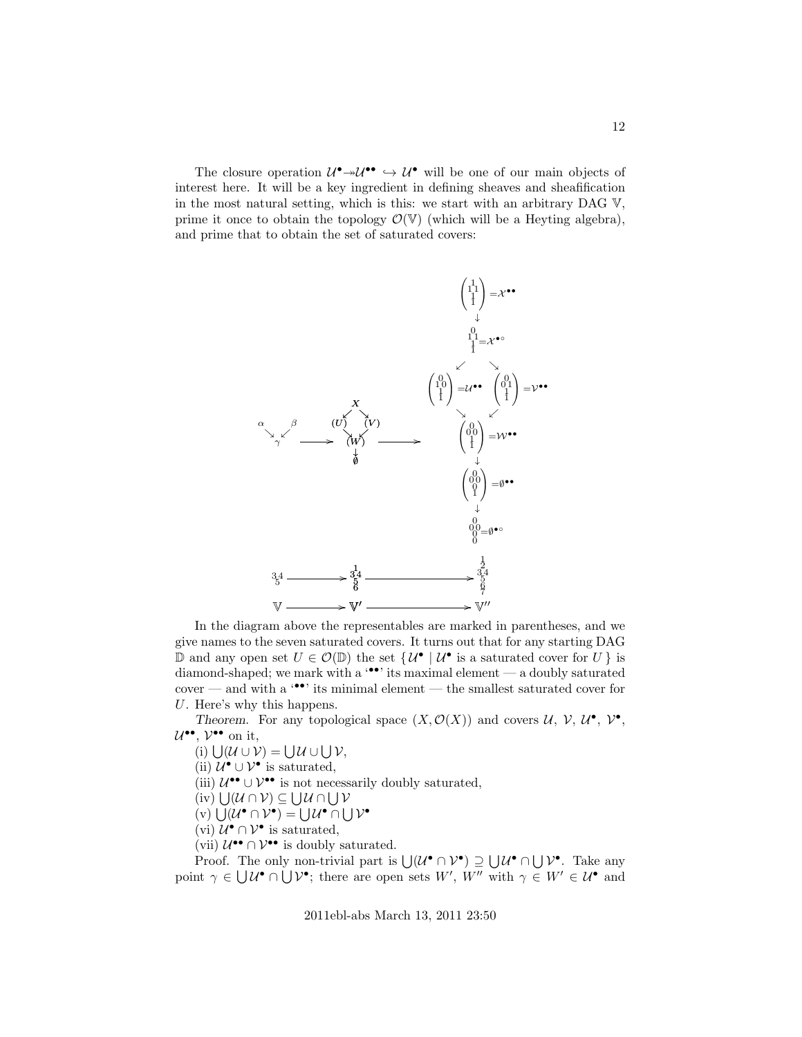The closure operation $\mathcal{U}^\bullet \twoheadrightarrow \mathcal{U}^{\bullet\bullet} \hookrightarrow \mathcal{U}^\bullet$ will be one of our main objects of interest here. It will be a key ingredient in defining sheaves and sheafification in the most natural setting, which is this: we start with an arbitrary DAG $\mathbb{V}$, prime it once to obtain the topology $\mathcal{O}(\mathbb{V})$ (which will be a Heyting algebra), and prime that to obtain the set of saturated covers:

In the diagram above the representables are marked in parentheses, and we give names to the seven saturated covers. It turns out that for any starting DAG $\mathbb{D}$ and any open set $U \in \mathcal{O}(\mathbb{D})$ the set $\{\,\mathcal{U}^\bullet \mid \mathcal{U}^\bullet \text{ is a saturated cover for } U\,\}$ is diamond-shaped; we mark with a '$\bullet\bullet$' its maximal element — a doubly saturated cover — and with a '$\bullet\circ$' its minimal element — the smallest saturated cover for $U$. Here's why this happens.

*Theorem.* For any topological space $(X, \mathcal{O}(X))$ and covers $\mathcal{U}$, $\mathcal{V}$, $\mathcal{U}^\bullet$, $\mathcal{V}^\bullet$, $\mathcal{U}^{\bullet\bullet}$, $\mathcal{V}^{\bullet\bullet}$ on it,

(i) $\bigcup(\mathcal{U} \cup \mathcal{V}) = \bigcup\mathcal{U} \cup \bigcup\mathcal{V}$,

(ii) $\mathcal{U}^\bullet \cup \mathcal{V}^\bullet$ is saturated,

(iii) $\mathcal{U}^{\bullet\bullet} \cup \mathcal{V}^{\bullet\bullet}$ is not necessarily doubly saturated,

(iv) $\bigcup(\mathcal{U} \cap \mathcal{V}) \subseteq \bigcup\mathcal{U} \cap \bigcup\mathcal{V}$

(v) $\bigcup(\mathcal{U}^\bullet \cap \mathcal{V}^\bullet) = \bigcup\mathcal{U}^\bullet \cap \bigcup\mathcal{V}^\bullet$

(vi) $\mathcal{U}^\bullet \cap \mathcal{V}^\bullet$ is saturated,

(vii) $\mathcal{U}^{\bullet\bullet} \cap \mathcal{V}^{\bullet\bullet}$ is doubly saturated.

Proof. The only non-trivial part is $\bigcup(\mathcal{U}^\bullet \cap \mathcal{V}^\bullet) \supseteq \bigcup\mathcal{U}^\bullet \cap \bigcup\mathcal{V}^\bullet$. Take any point $\gamma \in \bigcup\mathcal{U}^\bullet \cap \bigcup\mathcal{V}^\bullet$; there are open sets $W'$, $W''$ with $\gamma \in W' \in \mathcal{U}^\bullet$ and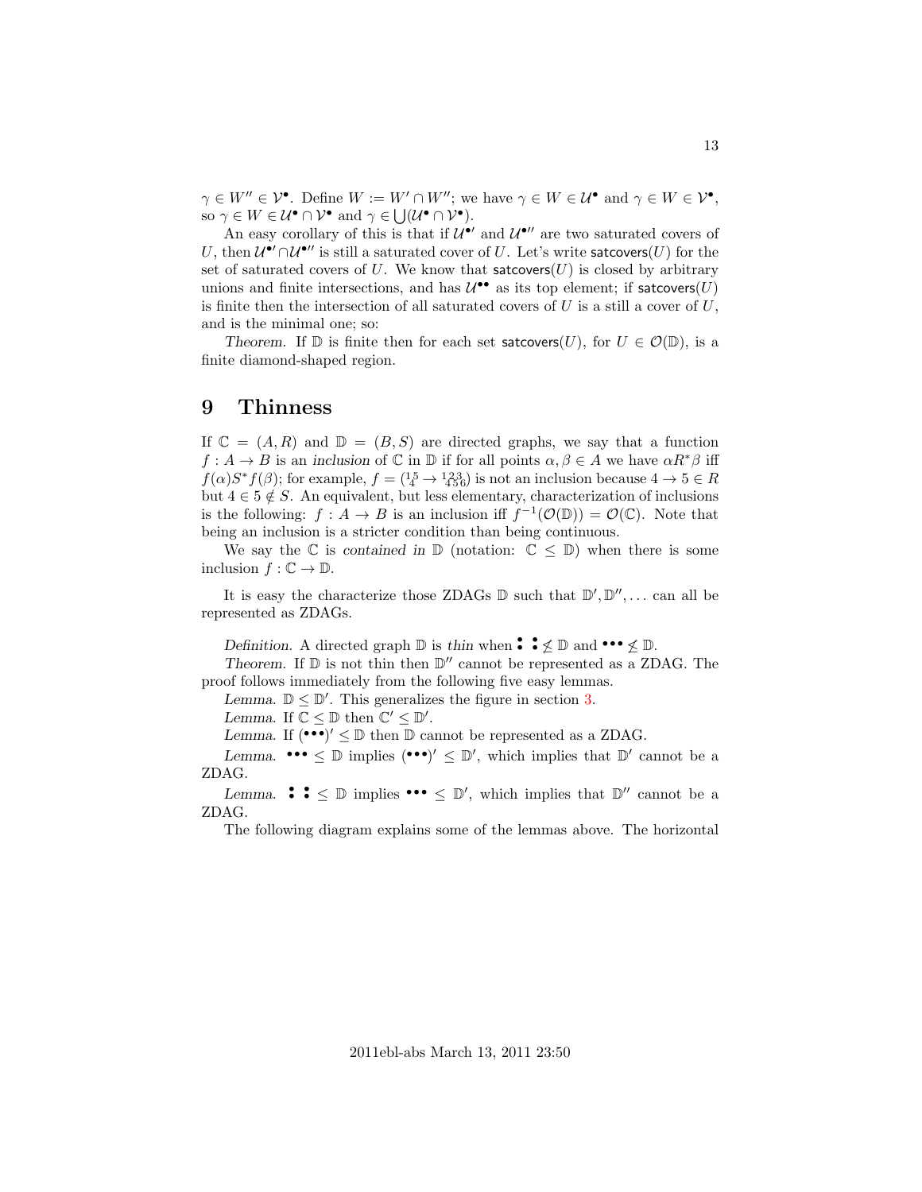$\gamma \in W'' \in \mathcal{V}^\bullet$. Define $W := W' \cap W''$; we have $\gamma \in W \in \mathcal{U}^\bullet$ and $\gamma \in W \in \mathcal{V}^\bullet$, so $\gamma \in W \in \mathcal{U}^\bullet \cap \mathcal{V}^\bullet$ and $\gamma \in \bigcup(\mathcal{U}^\bullet \cap \mathcal{V}^\bullet)$.

An easy corollary of this is that if $\mathcal{U}^{\bullet\prime}$ and $\mathcal{U}^{\bullet\prime\prime}$ are two saturated covers of $U$, then $\mathcal{U}^{\bullet\prime} \cap \mathcal{U}^{\bullet\prime\prime}$ is still a saturated cover of $U$. Let's write $\mathsf{satcovers}(U)$ for the set of saturated covers of $U$. We know that $\mathsf{satcovers}(U)$ is closed by arbitrary unions and finite intersections, and has $\mathcal{U}^{\bullet\bullet}$ as its top element; if $\mathsf{satcovers}(U)$ is finite then the intersection of all saturated covers of $U$ is a still a cover of $U$, and is the minimal one; so:

*Theorem.* If $\mathbb{D}$ is finite then for each set $\mathsf{satcovers}(U)$, for $U \in \mathcal{O}(\mathbb{D})$, is a finite diamond-shaped region.

## 9 Thinness

If $\mathbb{C} = (A, R)$ and $\mathbb{D} = (B, S)$ are directed graphs, we say that a function $f : A \to B$ is an *inclusion* of $\mathbb{C}$ in $\mathbb{D}$ if for all points $\alpha, \beta \in A$ we have $\alpha R^* \beta$ iff $f(\alpha) S^* f(\beta)$; for example, $f = (\begin{smallmatrix}1\,5\\4\end{smallmatrix} \to \begin{smallmatrix}1\,2\,3\\4\,5\,6\end{smallmatrix})$ is not an inclusion because $4 \to 5 \in R$ but $4 \in 5 \notin S$. An equivalent, but less elementary, characterization of inclusions is the following: $f : A \to B$ is an inclusion iff $f^{-1}(\mathcal{O}(\mathbb{D})) = \mathcal{O}(\mathbb{C})$. Note that being an inclusion is a stricter condition than being continuous.

We say the $\mathbb{C}$ is *contained in* $\mathbb{D}$ (notation: $\mathbb{C} \leq \mathbb{D}$) when there is some inclusion $f : \mathbb{C} \to \mathbb{D}$.

It is easy the characterize those ZDAGs $\mathbb{D}$ such that $\mathbb{D}', \mathbb{D}'', \ldots$ can all be represented as ZDAGs.

*Definition.* A directed graph $\mathbb{D}$ is *thin* when ⁚ ⁚ $\not\leq \mathbb{D}$ and ••• $\not\leq \mathbb{D}$.

*Theorem.* If $\mathbb{D}$ is not thin then $\mathbb{D}''$ cannot be represented as a ZDAG. The proof follows immediately from the following five easy lemmas.

*Lemma.* $\mathbb{D} \leq \mathbb{D}'$. This generalizes the figure in section 3.

*Lemma.* If $\mathbb{C} \leq \mathbb{D}$ then $\mathbb{C}' \leq \mathbb{D}'$.

*Lemma.* If $(•••)' \leq \mathbb{D}$ then $\mathbb{D}$ cannot be represented as a ZDAG.

*Lemma.* ••• $\leq \mathbb{D}$ implies $(•••)' \leq \mathbb{D}'$, which implies that $\mathbb{D}'$ cannot be a ZDAG.

*Lemma.* ⁚ ⁚ $\leq \mathbb{D}$ implies ••• $\leq \mathbb{D}'$, which implies that $\mathbb{D}''$ cannot be a ZDAG.

The following diagram explains some of the lemmas above. The horizontal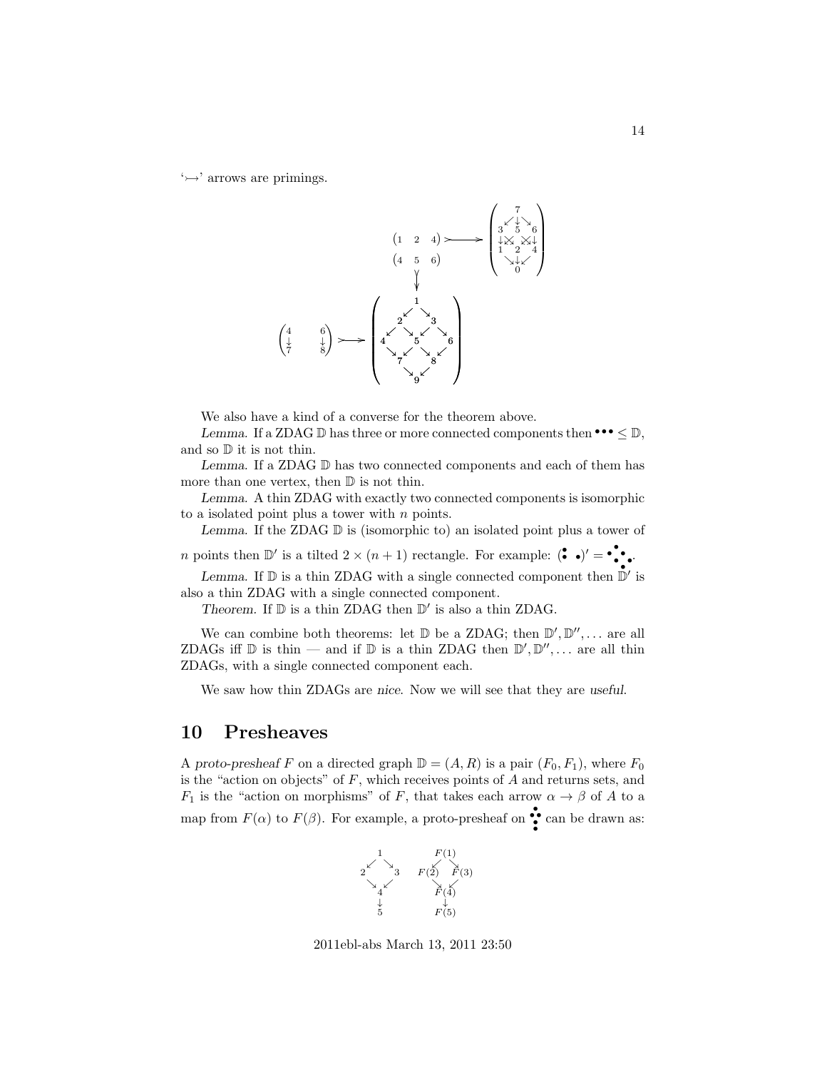'$\rightarrowtail$' arrows are primings.

$$
\begin{array}{ccc}
\begin{pmatrix}1 & 2 & 4\end{pmatrix} & \rightarrowtail & \begin{pmatrix} & & 7 & & \\ & 3 & 5 & 6 & \\ & 1 & 2 & 4 & \\ & & 0 & & \end{pmatrix} \\
\begin{pmatrix}4 & 5 & 6\end{pmatrix} & & \\
\downarrow & & \\
\begin{pmatrix}4 & & 6 \\ \downarrow & & \downarrow \\ 7 & & 8\end{pmatrix} \rightarrowtail & \begin{pmatrix} & & 1 & & \\ & 2 & & 3 & \\ 4 & & 5 & & 6 \\ & 7 & & 8 & \\ & & 9 & & \end{pmatrix} &
\end{array}
$$

We also have a kind of a converse for the theorem above.

*Lemma.* If a ZDAG $\mathbb{D}$ has three or more connected components then $\bullet\bullet\bullet \leq \mathbb{D}$, and so $\mathbb{D}$ it is not thin.

*Lemma.* If a ZDAG $\mathbb{D}$ has two connected components and each of them has more than one vertex, then $\mathbb{D}$ is not thin.

*Lemma.* A thin ZDAG with exactly two connected components is isomorphic to a isolated point plus a tower with $n$ points.

*Lemma.* If the ZDAG $\mathbb{D}$ is (isomorphic to) an isolated point plus a tower of $n$ points then $\mathbb{D}'$ is a tilted $2 \times (n+1)$ rectangle. For example: $(\vdots\ \bullet)' = {\bullet}{\vdots}{\bullet}$.

*Lemma.* If $\mathbb{D}$ is a thin ZDAG with a single connected component then $\mathbb{D}'$ is also a thin ZDAG with a single connected component.

*Theorem.* If $\mathbb{D}$ is a thin ZDAG then $\mathbb{D}'$ is also a thin ZDAG.

We can combine both theorems: let $\mathbb{D}$ be a ZDAG; then $\mathbb{D}', \mathbb{D}'', \ldots$ are all ZDAGs iff $\mathbb{D}$ is thin — and if $\mathbb{D}$ is a thin ZDAG then $\mathbb{D}', \mathbb{D}'', \ldots$ are all thin ZDAGs, with a single connected component each.

We saw how thin ZDAGs are *nice*. Now we will see that they are *useful*.

## 10 Presheaves

A *proto-presheaf* $F$ on a directed graph $\mathbb{D} = (A, R)$ is a pair $(F_0, F_1)$, where $F_0$ is the "action on objects" of $F$, which receives points of $A$ and returns sets, and $F_1$ is the "action on morphisms" of $F$, that takes each arrow $\alpha \to \beta$ of $A$ to a map from $F(\alpha)$ to $F(\beta)$. For example, a proto-presheaf on $\vdots$ can be drawn as:

$$
\begin{array}{ccc}
 & 1 & \\
\swarrow & & \searrow \\
2 & & 3 \\
\searrow & & \swarrow \\
 & 4 & \\
 & \downarrow & \\
 & 5 &
\end{array}
\qquad
\begin{array}{ccc}
 & F(1) & \\
\swarrow & & \searrow \\
F(2) & & F(3) \\
\searrow & & \swarrow \\
 & F(4) & \\
 & \downarrow & \\
 & F(5) &
\end{array}
$$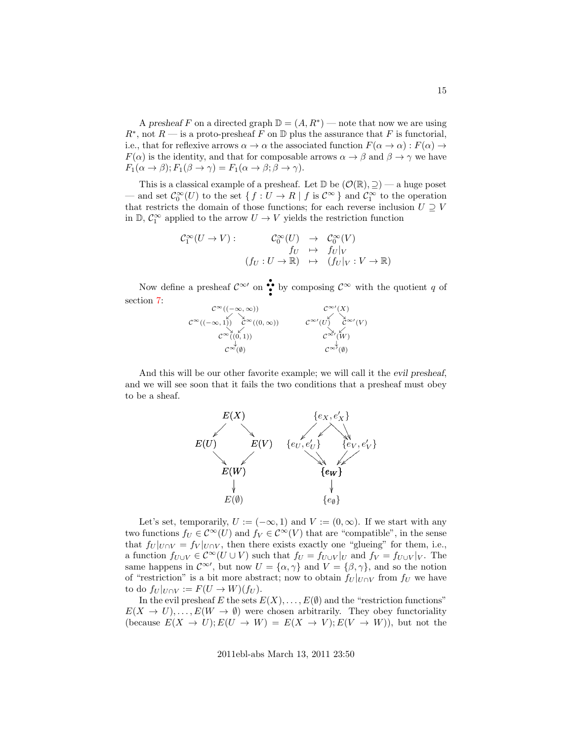A *presheaf* $F$ on a directed graph $\mathbb{D} = (A, R^*)$ — note that now we are using $R^*$, not $R$ — is a proto-presheaf $F$ on $\mathbb{D}$ plus the assurance that $F$ is functorial, i.e., that for reflexive arrows $\alpha \to \alpha$ the associated function $F(\alpha \to \alpha) : F(\alpha) \to F(\alpha)$ is the identity, and that for composable arrows $\alpha \to \beta$ and $\beta \to \gamma$ we have $F_1(\alpha \to \beta); F_1(\beta \to \gamma) = F_1(\alpha \to \beta; \beta \to \gamma)$.

This is a classical example of a presheaf. Let $\mathbb{D}$ be $(\mathcal{O}(\mathbb{R}), \supseteq)$ — a huge poset — and set $\mathcal{C}_0^\infty(U)$ to the set $\{ f : U \to R \mid f \text{ is } \mathcal{C}^\infty \}$ and $\mathcal{C}_1^\infty$ to the operation that restricts the domain of those functions; for each reverse inclusion $U \supseteq V$ in $\mathbb{D}$, $\mathcal{C}_1^\infty$ applied to the arrow $U \to V$ yields the restriction function

$$\begin{array}{rrcl} \mathcal{C}_1^\infty(U \to V): & \mathcal{C}_0^\infty(U) & \to & \mathcal{C}_0^\infty(V) \\ & f_U & \mapsto & f_U|_V \\ & (f_U : U \to \mathbb{R}) & \mapsto & (f_U|_V : V \to \mathbb{R}) \end{array}$$

Now define a presheaf $\mathcal{C}^{\infty\prime}$ on $\vdots$ by composing $\mathcal{C}^\infty$ with the quotient $q$ of section 7:

$$\begin{array}{ccc} & \mathcal{C}^\infty((-\infty,\infty)) & \\ \swarrow & & \searrow \\ \mathcal{C}^\infty((-\infty,1)) & & \mathcal{C}^\infty((0,\infty)) \\ \searrow & & \swarrow \\ & \mathcal{C}^\infty((0,1)) & \\ & \downarrow & \\ & \mathcal{C}^\infty(\emptyset) & \end{array} \qquad \begin{array}{ccc} & \mathcal{C}^{\infty\prime}(X) & \\ \swarrow & & \searrow \\ \mathcal{C}^{\infty\prime}(U) & & \mathcal{C}^{\infty\prime}(V) \\ \searrow & & \swarrow \\ & \mathcal{C}^{\infty\prime}(W) & \\ & \downarrow & \\ & \mathcal{C}^{\infty\prime}(\emptyset) & \end{array}$$

And this will be our other favorite example; we will call it the *evil presheaf*, and we will see soon that it fails the two conditions that a presheaf must obey to be a sheaf.

$$\begin{array}{ccc} & E(X) & \\ \swarrow & & \searrow \\ E(U) & & E(V) \\ \searrow & & \swarrow \\ & E(W) & \\ & \downarrow & \\ & E(\emptyset) & \end{array} \qquad \begin{array}{ccc} & \{e_X, e'_X\} & \\ \swarrow & & \searrow \\ \{e_U, e'_U\} & & \{e_V, e'_V\} \\ \searrow & & \swarrow \\ & \{e_W\} & \\ & \downarrow & \\ & \{e_\emptyset\} & \end{array}$$

Let's set, temporarily, $U := (-\infty, 1)$ and $V := (0, \infty)$. If we start with any two functions $f_U \in \mathcal{C}^\infty(U)$ and $f_V \in \mathcal{C}^\infty(V)$ that are "compatible", in the sense that $f_U|_{U\cap V} = f_V|_{U\cap V}$, then there exists exactly one "glueing" for them, i.e., a function $f_{U\cup V} \in \mathcal{C}^\infty(U \cup V)$ such that $f_U = f_{U\cup V}|_U$ and $f_V = f_{U\cup V}|_V$. The same happens in $\mathcal{C}^{\infty\prime}$, but now $U = \{\alpha, \gamma\}$ and $V = \{\beta, \gamma\}$, and so the notion of "restriction" is a bit more abstract; now to obtain $f_U|_{U\cap V}$ from $f_U$ we have to do $f_U|_{U\cap V} := F(U \to W)(f_U)$.

In the evil presheaf $E$ the sets $E(X), \ldots, E(\emptyset)$ and the "restriction functions" $E(X \to U), \ldots, E(W \to \emptyset)$ were chosen arbitrarily. They obey functoriality (because $E(X \to U); E(U \to W) = E(X \to V); E(V \to W)$), but not the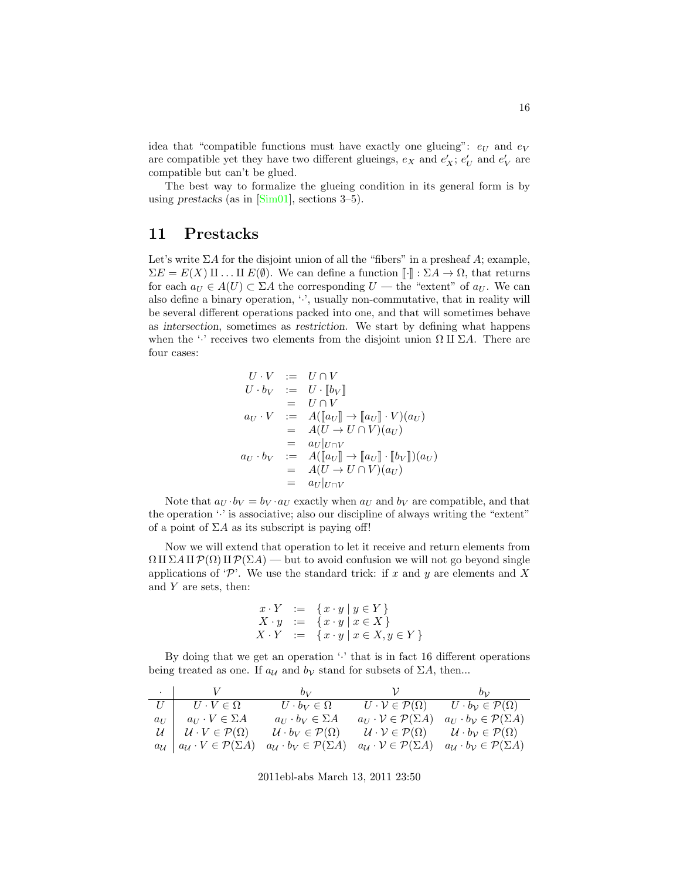idea that "compatible functions must have exactly one glueing": $e_U$ and $e_V$ are compatible yet they have two different glueings, $e_X$ and $e'_X$; $e'_U$ and $e'_V$ are compatible but can't be glued.

The best way to formalize the glueing condition in its general form is by using *prestacks* (as in [Sim01], sections 3–5).

## 11 Prestacks

Let's write $\Sigma A$ for the disjoint union of all the "fibers" in a presheaf $A$; example, $\Sigma E = E(X) \amalg \ldots \amalg E(\emptyset)$. We can define a function $[\![\cdot]\!] : \Sigma A \to \Omega$, that returns for each $a_U \in A(U) \subset \Sigma A$ the corresponding $U$ — the "extent" of $a_U$. We can also define a binary operation, '$\cdot$', usually non-commutative, that in reality will be several different operations packed into one, and that will sometimes behave as *intersection*, sometimes as *restriction*. We start by defining what happens when the '$\cdot$' receives two elements from the disjoint union $\Omega \amalg \Sigma A$. There are four cases:

$$
\begin{array}{rcl}
U \cdot V & := & U \cap V \\
U \cdot b_V & := & U \cdot [\![b_V]\!] \\
 & = & U \cap V \\
a_U \cdot V & := & A([\![a_U]\!] \to [\![a_U]\!] \cdot V)(a_U) \\
 & = & A(U \to U \cap V)(a_U) \\
 & = & a_U|_{U \cap V} \\
a_U \cdot b_V & := & A([\![a_U]\!] \to [\![a_U]\!] \cdot [\![b_V]\!])(a_U) \\
 & = & A(U \to U \cap V)(a_U) \\
 & = & a_U|_{U \cap V}
\end{array}
$$

Note that $a_U \cdot b_V = b_V \cdot a_U$ exactly when $a_U$ and $b_V$ are compatible, and that the operation '$\cdot$' is associative; also our discipline of always writing the "extent" of a point of $\Sigma A$ as its subscript is paying off!

Now we will extend that operation to let it receive and return elements from $\Omega \amalg \Sigma A \amalg \mathcal{P}(\Omega) \amalg \mathcal{P}(\Sigma A)$ — but to avoid confusion we will not go beyond single applications of '$\mathcal{P}$'. We use the standard trick: if $x$ and $y$ are elements and $X$ and $Y$ are sets, then:

$$
\begin{array}{rcl}
x \cdot Y & := & \{\, x \cdot y \mid y \in Y \,\} \\
X \cdot y & := & \{\, x \cdot y \mid x \in X \,\} \\
X \cdot Y & := & \{\, x \cdot y \mid x \in X, y \in Y \,\}
\end{array}
$$

By doing that we get an operation '$\cdot$' that is in fact 16 different operations being treated as one. If $a_\mathcal{U}$ and $b_\mathcal{V}$ stand for subsets of $\Sigma A$, then...

| $\cdot$ | $V$ | $b_V$ | $\mathcal{V}$ | $b_\mathcal{V}$ |
|---|---|---|---|---|
| $U$ | $U \cdot V \in \Omega$ | $U \cdot b_V \in \Omega$ | $U \cdot \mathcal{V} \in \mathcal{P}(\Omega)$ | $U \cdot b_\mathcal{V} \in \mathcal{P}(\Omega)$ |
| $a_U$ | $a_U \cdot V \in \Sigma A$ | $a_U \cdot b_V \in \Sigma A$ | $a_U \cdot \mathcal{V} \in \mathcal{P}(\Sigma A)$ | $a_U \cdot b_\mathcal{V} \in \mathcal{P}(\Sigma A)$ |
| $\mathcal{U}$ | $\mathcal{U} \cdot V \in \mathcal{P}(\Omega)$ | $\mathcal{U} \cdot b_V \in \mathcal{P}(\Omega)$ | $\mathcal{U} \cdot \mathcal{V} \in \mathcal{P}(\Omega)$ | $\mathcal{U} \cdot b_\mathcal{V} \in \mathcal{P}(\Omega)$ |
| $a_\mathcal{U}$ | $a_\mathcal{U} \cdot V \in \mathcal{P}(\Sigma A)$ | $a_\mathcal{U} \cdot b_V \in \mathcal{P}(\Sigma A)$ | $a_\mathcal{U} \cdot \mathcal{V} \in \mathcal{P}(\Sigma A)$ | $a_\mathcal{U} \cdot b_\mathcal{V} \in \mathcal{P}(\Sigma A)$ |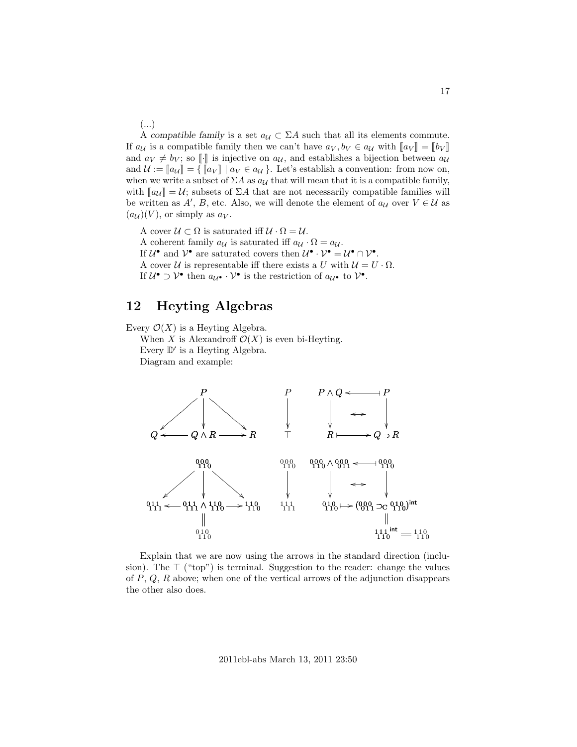(...)

A *compatible family* is a set $a_\mathcal{U} \subset \Sigma A$ such that all its elements commute. If $a_\mathcal{U}$ is a compatible family then we can't have $a_V, b_V \in a_\mathcal{U}$ with $[\![a_V]\!] = [\![b_V]\!]$ and $a_V \neq b_V$; so $[\![\cdot]\!]$ is injective on $a_\mathcal{U}$, and establishes a bijection between $a_\mathcal{U}$ and $\mathcal{U} := [\![a_\mathcal{U}]\!] = \{\, [\![a_V]\!] \mid a_V \in a_\mathcal{U} \,\}$. Let's establish a convention: from now on, when we write a subset of $\Sigma A$ as $a_\mathcal{U}$ that will mean that it is a compatible family, with $[\![a_\mathcal{U}]\!] = \mathcal{U}$; subsets of $\Sigma A$ that are not necessarily compatible families will be written as $A'$, $B$, etc. Also, we will denote the element of $a_\mathcal{U}$ over $V \in \mathcal{U}$ as $(a_\mathcal{U})(V)$, or simply as $a_V$.

A cover $\mathcal{U} \subset \Omega$ is saturated iff $\mathcal{U} \cdot \Omega = \mathcal{U}$.

A coherent family $a_\mathcal{U}$ is saturated iff $a_\mathcal{U} \cdot \Omega = a_\mathcal{U}$.

If $\mathcal{U}^\bullet$ and $\mathcal{V}^\bullet$ are saturated covers then $\mathcal{U}^\bullet \cdot \mathcal{V}^\bullet = \mathcal{U}^\bullet \cap \mathcal{V}^\bullet$.

A cover $\mathcal{U}$ is representable iff there exists a $U$ with $\mathcal{U} = U \cdot \Omega$.

If $\mathcal{U}^\bullet \supset \mathcal{V}^\bullet$ then $a_{\mathcal{U}^\bullet} \cdot \mathcal{V}^\bullet$ is the restriction of $a_{\mathcal{U}^\bullet}$ to $\mathcal{V}^\bullet$.

## 12 Heyting Algebras

Every $\mathcal{O}(X)$ is a Heyting Algebra.

When $X$ is Alexandroff $\mathcal{O}(X)$ is even bi-Heyting.

Every $\mathbb{D}'$ is a Heyting Algebra.

Diagram and example:

$$
\begin{array}{ccccc}
 & & P & & \\
 & \swarrow & \downarrow & \searrow & \\
Q & \longleftarrow & Q \land R & \longrightarrow & R
\end{array}
\qquad
\begin{array}{c}
P \\
\downarrow \\
\top
\end{array}
\qquad
\begin{array}{ccc}
P \land Q & \longleftarrow\!\shortmid & P \\
\downarrow & \leftrightarrow & \downarrow \\
R & \longmapsto & Q \supset R
\end{array}
$$

$$
\begin{array}{ccccc}
 & & {}^{000}_{110} & & \\
 & \swarrow & \downarrow & \searrow & \\
{}^{011}_{111} & \longleftarrow & {}^{011}_{111} \land {}^{110}_{110} & \longrightarrow & {}^{110}_{110} \\
 & & \| & & \\
 & & {}^{010}_{110} & &
\end{array}
\qquad
\begin{array}{c}
{}^{000}_{110} \\
\downarrow \\
{}^{111}_{111}
\end{array}
\qquad
\begin{array}{ccc}
{}^{000}_{110} \land {}^{000}_{011} & \longleftarrow\!\shortmid & {}^{000}_{110} \\
\downarrow & \leftrightarrow & \downarrow \\
{}^{010}_{110} & \longmapsto & ({}^{000}_{011} \supset_{\mathbf{C}} {}^{010}_{110})^{\mathsf{int}} \\
 & & \| \\
 & & {}^{111}_{110}{}^{\mathsf{int}} = {}^{110}_{110}
\end{array}
$$

Explain that we are now using the arrows in the standard direction (inclusion). The $\top$ ("top") is terminal. Suggestion to the reader: change the values of $P$, $Q$, $R$ above; when one of the vertical arrows of the adjunction disappears the other also does.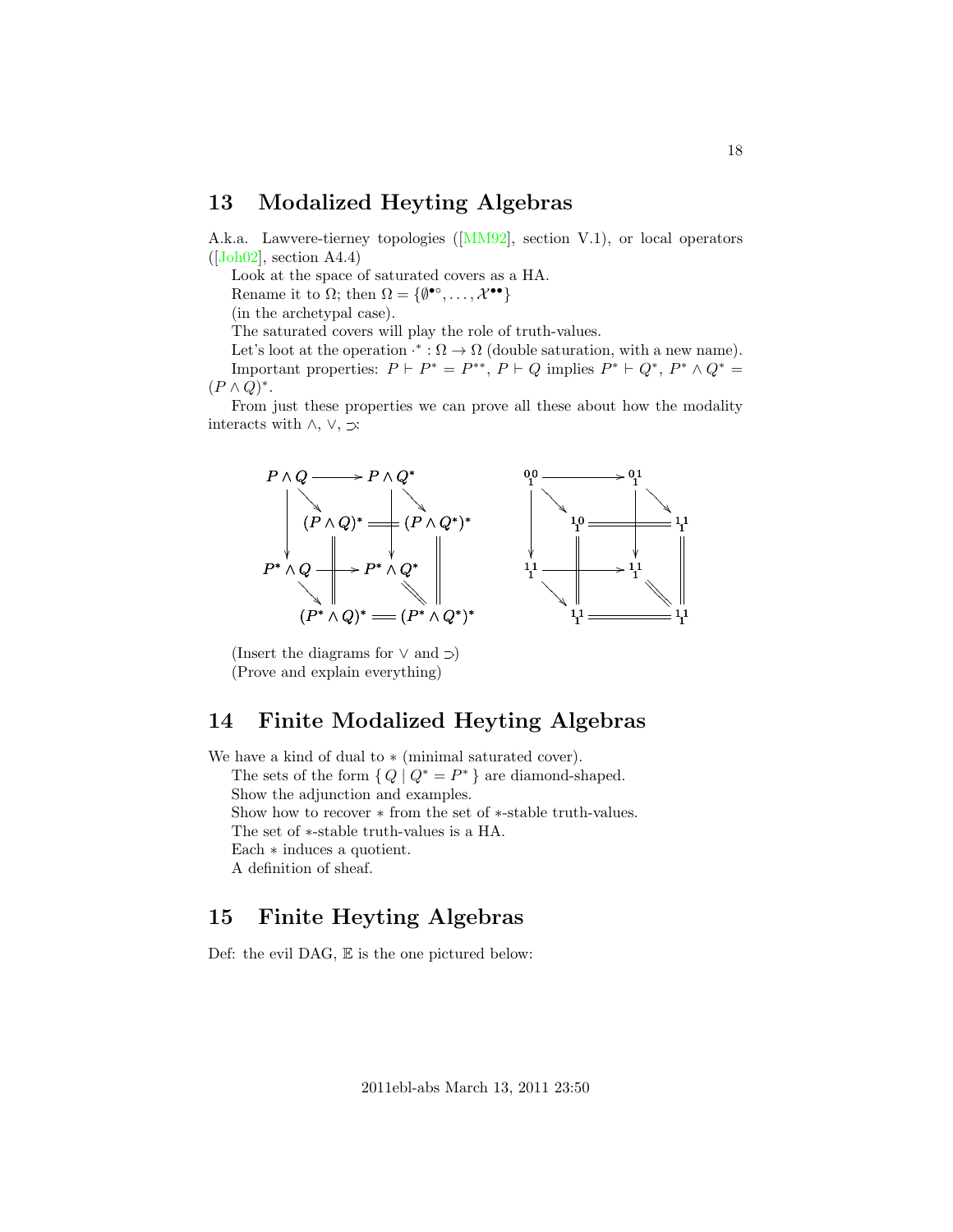## 13 Modalized Heyting Algebras

A.k.a. Lawvere-tierney topologies ([MM92], section V.1), or local operators ([Joh02], section A4.4)

Look at the space of saturated covers as a HA.

Rename it to $\Omega$; then $\Omega = \{\emptyset^{\bullet\circ}, \ldots, \mathcal{X}^{\bullet\bullet}\}$

(in the archetypal case).

The saturated covers will play the role of truth-values.

Let's loot at the operation $\cdot^* : \Omega \to \Omega$ (double saturation, with a new name).

Important properties: $P \vdash P^* = P^{**}$, $P \vdash Q$ implies $P^* \vdash Q^*$, $P^* \wedge Q^* = (P \wedge Q)^*$.

From just these properties we can prove all these about how the modality interacts with $\wedge$, $\vee$, $\supset$:

$$
\begin{array}{ccccccc}
P \wedge Q & \longrightarrow & P \wedge Q^* & & & & \\
& \searrow & & \searrow & & & \\
\downarrow & & (P \wedge Q)^* & = & (P \wedge Q^*)^* & & \\
P^* \wedge Q & \longrightarrow & P^* \wedge Q^* & & \| & & \\
& \searrow & \| & \searrow\!\!\searrow & & & \\
& & (P^* \wedge Q)^* & = & (P^* \wedge Q^*)^* & &
\end{array}
$$

$$
\begin{array}{ccccccc}
{}^{0\,0}_{\ 1} & \longrightarrow & {}^{0\,1}_{\ 1} & & & & \\
& \searrow & & \searrow & & & \\
\downarrow & & {}^{1\,0}_{\ 1} & = & {}^{1\,1}_{\ 1} & & \\
{}^{1\,1}_{\ 1} & \longrightarrow & {}^{1\,1}_{\ 1} & & \| & & \\
& \searrow & \| & \searrow\!\!\searrow & & & \\
& & {}^{1\,1}_{\ 1} & = & {}^{1\,1}_{\ 1} & &
\end{array}
$$

(Insert the diagrams for $\vee$ and $\supset$)

(Prove and explain everything)

## 14 Finite Modalized Heyting Algebras

We have a kind of dual to $*$ (minimal saturated cover).

The sets of the form $\{\, Q \mid Q^* = P^* \,\}$ are diamond-shaped.

Show the adjunction and examples.

Show how to recover $*$ from the set of $*$-stable truth-values.

The set of $*$-stable truth-values is a HA.

Each $*$ induces a quotient.

A definition of sheaf.

## 15 Finite Heyting Algebras

Def: the evil DAG, $\mathbb{E}$ is the one pictured below: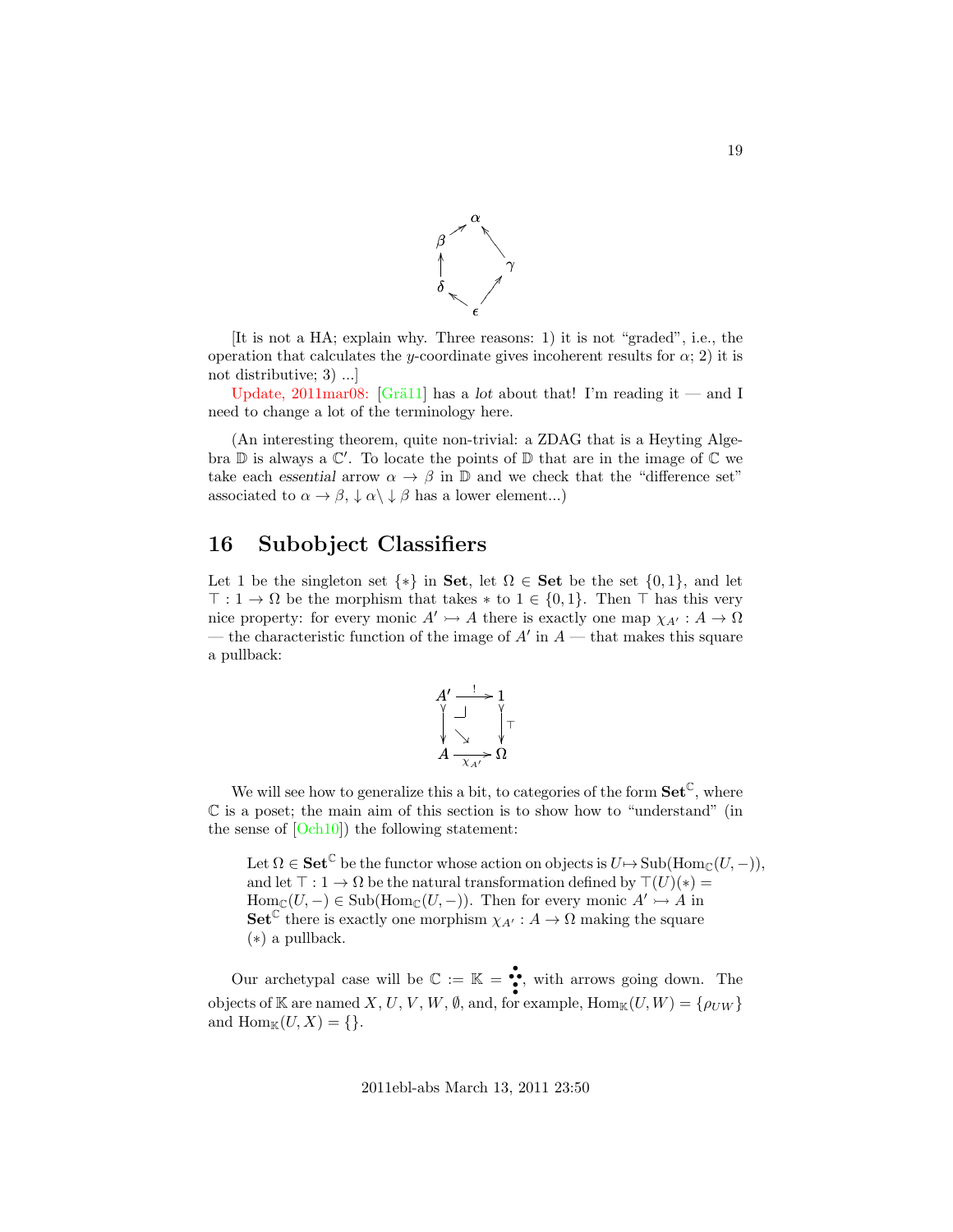$$
\begin{array}{ccc}
 & \alpha & \\
\beta \nearrow & & \nwarrow \\
\uparrow & & \gamma \\
\delta & & \nearrow \\
 & \nwarrow \ \epsilon & 
\end{array}
$$

[It is not a HA; explain why. Three reasons: 1) it is not "graded", i.e., the operation that calculates the $y$-coordinate gives incoherent results for $\alpha$; 2) it is not distributive; 3) ...]

Update, 2011mar08: [Grä11] has a *lot* about that! I'm reading it — and I need to change a lot of the terminology here.

(An interesting theorem, quite non-trivial: a ZDAG that is a Heyting Algebra $\mathbb{D}$ is always a $\mathbb{C}'$. To locate the points of $\mathbb{D}$ that are in the image of $\mathbb{C}$ we take each *essential* arrow $\alpha \to \beta$ in $\mathbb{D}$ and we check that the "difference set" associated to $\alpha \to \beta$, $\downarrow \alpha \backslash \downarrow \beta$ has a lower element...)

## 16 Subobject Classifiers

Let 1 be the singleton set $\{*\}$ in **Set**, let $\Omega \in$ **Set** be the set $\{0, 1\}$, and let $\top : 1 \to \Omega$ be the morphism that takes $*$ to $1 \in \{0, 1\}$. Then $\top$ has this very nice property: for every monic $A' \rightarrowtail A$ there is exactly one map $\chi_{A'} : A \to \Omega$ — the characteristic function of the image of $A'$ in $A$ — that makes this square a pullback:

$$
\begin{array}{ccc}
A' & \xrightarrow{!} & 1 \\
\downarrow & \searrow & \downarrow \top \\
A & \xrightarrow[\chi_{A'}]{} & \Omega
\end{array}
$$

We will see how to generalize this a bit, to categories of the form $\mathbf{Set}^{\mathbb{C}}$, where $\mathbb{C}$ is a poset; the main aim of this section is to show how to "understand" (in the sense of [Och10]) the following statement:

> Let $\Omega \in \mathbf{Set}^{\mathbb{C}}$ be the functor whose action on objects is $U \mapsto \mathrm{Sub}(\mathrm{Hom}_{\mathbb{C}}(U, -))$, and let $\top : 1 \to \Omega$ be the natural transformation defined by $\top(U)(*) = \mathrm{Hom}_{\mathbb{C}}(U, -) \in \mathrm{Sub}(\mathrm{Hom}_{\mathbb{C}}(U, -))$. Then for every monic $A' \rightarrowtail A$ in $\mathbf{Set}^{\mathbb{C}}$ there is exactly one morphism $\chi_{A'} : A \to \Omega$ making the square $(*)$ a pullback.

Our archetypal case will be $\mathbb{C} := \mathbb{K} = ⁘$, with arrows going down. The objects of $\mathbb{K}$ are named $X, U, V, W, \emptyset$, and, for example, $\mathrm{Hom}_{\mathbb{K}}(U, W) = \{\rho_{UW}\}$ and $\mathrm{Hom}_{\mathbb{K}}(U, X) = \{\}$.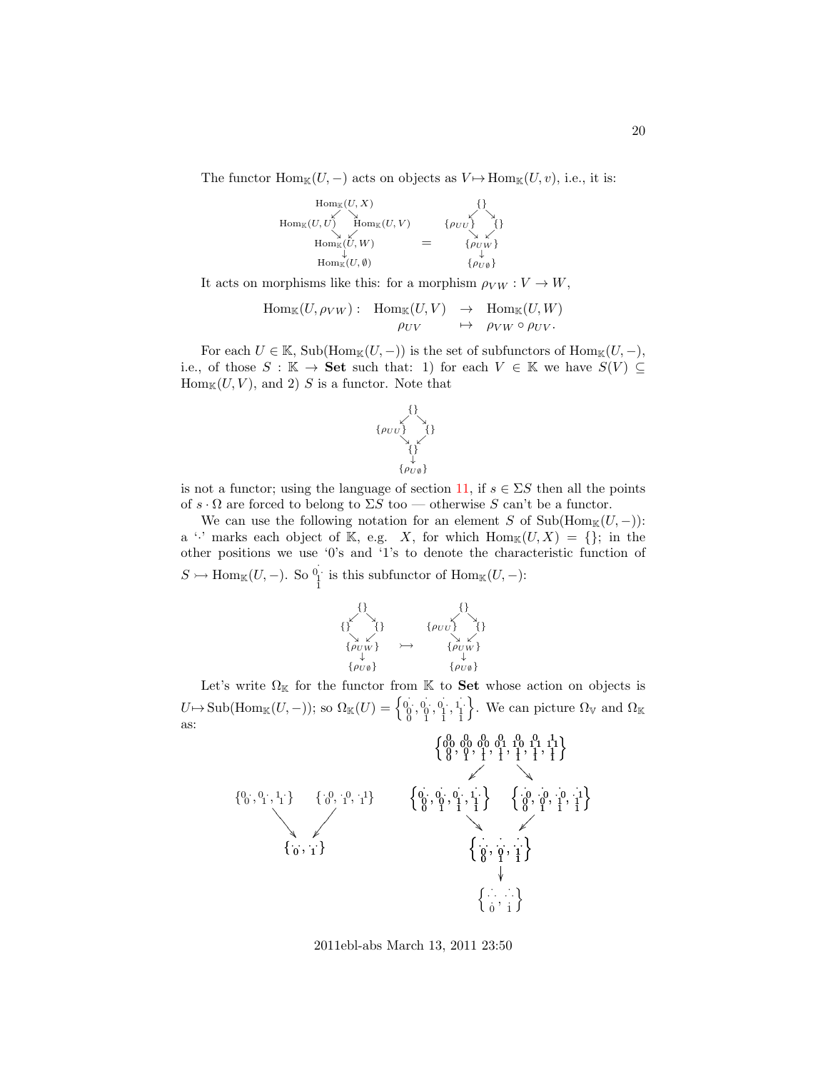The functor $\mathrm{Hom}_{\mathbb{K}}(U, -)$ acts on objects as $V \mapsto \mathrm{Hom}_{\mathbb{K}}(U, v)$, i.e., it is:

$$\begin{array}{ccccc}
 & \mathrm{Hom}_{\mathbb{K}}(U,X) & & & \\
\swarrow & & \searrow & & \\
\mathrm{Hom}_{\mathbb{K}}(U,U) & & \mathrm{Hom}_{\mathbb{K}}(U,V) & & \\
\searrow & & \swarrow & & \\
 & \mathrm{Hom}_{\mathbb{K}}(U,W) & & & \\
 & \downarrow & & & \\
 & \mathrm{Hom}_{\mathbb{K}}(U,\emptyset) & & &
\end{array}
\quad = \quad
\begin{array}{ccc}
 & \{\} & \\
\swarrow & & \searrow \\
\{\rho_{UU}\} & & \{\} \\
\searrow & & \swarrow \\
 & \{\rho_{UW}\} & \\
 & \downarrow & \\
 & \{\rho_{U\emptyset}\} &
\end{array}$$

It acts on morphisms like this: for a morphism $\rho_{VW} : V \to W$,

$$\begin{array}{rccc}
\mathrm{Hom}_{\mathbb{K}}(U, \rho_{VW}) : & \mathrm{Hom}_{\mathbb{K}}(U,V) & \to & \mathrm{Hom}_{\mathbb{K}}(U,W) \\
 & \rho_{UV} & \mapsto & \rho_{VW} \circ \rho_{UV}.
\end{array}$$

For each $U \in \mathbb{K}$, $\mathrm{Sub}(\mathrm{Hom}_{\mathbb{K}}(U,-))$ is the set of subfunctors of $\mathrm{Hom}_{\mathbb{K}}(U,-)$, i.e., of those $S : \mathbb{K} \to \mathbf{Set}$ such that: 1) for each $V \in \mathbb{K}$ we have $S(V) \subseteq \mathrm{Hom}_{\mathbb{K}}(U,V)$, and 2) $S$ is a functor. Note that

$$\begin{array}{ccc}
 & \{\} & \\
\swarrow & & \searrow \\
\{\rho_{UU}\} & & \{\} \\
\searrow & & \swarrow \\
 & \{\} & \\
 & \downarrow & \\
 & \{\rho_{U\emptyset}\} &
\end{array}$$

is not a functor; using the language of section 11, if $s \in \Sigma S$ then all the points of $s \cdot \Omega$ are forced to belong to $\Sigma S$ too — otherwise $S$ can't be a functor.

We can use the following notation for an element $S$ of $\mathrm{Sub}(\mathrm{Hom}_{\mathbb{K}}(U,-))$: a '$\cdot$' marks each object of $\mathbb{K}$, e.g. $X$, for which $\mathrm{Hom}_{\mathbb{K}}(U,X) = \{\}$; in the other positions we use '0's and '1's to denote the characteristic function of $S \rightarrowtail \mathrm{Hom}_{\mathbb{K}}(U,-)$. So ${}^{\;\cdot}_{0\;\cdot}{}^{}_{1}{}_{1}$ (i.e. $\begin{smallmatrix} & \cdot & \\ 0 & & \cdot \\ & 1 & \\ & 1 & \end{smallmatrix}$) is this subfunctor of $\mathrm{Hom}_{\mathbb{K}}(U,-)$:

$$\begin{array}{ccc}
 & \{\} & \\
\swarrow & & \searrow \\
\{\} & & \{\} \\
\searrow & & \swarrow \\
 & \{\rho_{UW}\} & \\
 & \downarrow & \\
 & \{\rho_{U\emptyset}\} &
\end{array}
\quad \rightarrowtail \quad
\begin{array}{ccc}
 & \{\} & \\
\swarrow & & \searrow \\
\{\rho_{UU}\} & & \{\} \\
\searrow & & \swarrow \\
 & \{\rho_{UW}\} & \\
 & \downarrow & \\
 & \{\rho_{U\emptyset}\} &
\end{array}$$

Let's write $\Omega_{\mathbb{K}}$ for the functor from $\mathbb{K}$ to $\mathbf{Set}$ whose action on objects is $U \mapsto \mathrm{Sub}(\mathrm{Hom}_{\mathbb{K}}(U,-))$; so $\Omega_{\mathbb{K}}(U) = \left\{ \begin{smallmatrix} & \cdot & \\ 0 & & \cdot \\ & 0 & \\ & 0 & \end{smallmatrix}, \begin{smallmatrix} & \cdot & \\ 0 & & \cdot \\ & 0 & \\ & 1 & \end{smallmatrix}, \begin{smallmatrix} & \cdot & \\ 0 & & \cdot \\ & 1 & \\ & 1 & \end{smallmatrix}, \begin{smallmatrix} & \cdot & \\ 1 & & \cdot \\ & 1 & \\ & 1 & \end{smallmatrix} \right\}$. We can picture $\Omega_{\mathbb{V}}$ and $\Omega_{\mathbb{K}}$ as:

$$\begin{array}{ccc}
\left\{ \begin{smallmatrix} 0 & \cdot \\ & 0 \end{smallmatrix}, \begin{smallmatrix} 0 & \cdot \\ & 1 \end{smallmatrix}, \begin{smallmatrix} 1 & \cdot \\ & 1 \end{smallmatrix} \right\} & & \left\{ \begin{smallmatrix} \cdot & 0 \\ & 0 \end{smallmatrix}, \begin{smallmatrix} \cdot & 0 \\ & 1 \end{smallmatrix}, \begin{smallmatrix} \cdot & 1 \\ & 1 \end{smallmatrix} \right\} \\
\searrow & & \swarrow \\
 & \left\{ \begin{smallmatrix} \cdot & \cdot \\ & 0 \end{smallmatrix}, \begin{smallmatrix} \cdot & \cdot \\ & 1 \end{smallmatrix} \right\} &
\end{array}$$

$$\begin{array}{ccc}
 & \left\{ \begin{smallmatrix} & 0 & \\ 0 & & 0 \\ & 0 & \\ & 0 & \end{smallmatrix}, \begin{smallmatrix} & 0 & \\ 0 & & 0 \\ & 0 & \\ & 1 & \end{smallmatrix}, \begin{smallmatrix} & 0 & \\ 0 & & 0 \\ & 1 & \\ & 1 & \end{smallmatrix}, \begin{smallmatrix} & 0 & \\ 0 & & 1 \\ & 1 & \\ & 1 & \end{smallmatrix}, \begin{smallmatrix} & 0 & \\ 1 & & 0 \\ & 1 & \\ & 1 & \end{smallmatrix}, \begin{smallmatrix} & 0 & \\ 1 & & 1 \\ & 1 & \\ & 1 & \end{smallmatrix}, \begin{smallmatrix} & 1 & \\ 1 & & 1 \\ & 1 & \\ & 1 & \end{smallmatrix} \right\} & \\
\swarrow & & \searrow \\
\left\{ \begin{smallmatrix} & \cdot & \\ 0 & & \cdot \\ & 0 & \\ & 0 & \end{smallmatrix}, \begin{smallmatrix} & \cdot & \\ 0 & & \cdot \\ & 0 & \\ & 1 & \end{smallmatrix}, \begin{smallmatrix} & \cdot & \\ 0 & & \cdot \\ & 1 & \\ & 1 & \end{smallmatrix}, \begin{smallmatrix} & \cdot & \\ 1 & & \cdot \\ & 1 & \\ & 1 & \end{smallmatrix} \right\} & & \left\{ \begin{smallmatrix} & \cdot & \\ \cdot & & 0 \\ & 0 & \\ & 0 & \end{smallmatrix}, \begin{smallmatrix} & \cdot & \\ \cdot & & 0 \\ & 0 & \\ & 1 & \end{smallmatrix}, \begin{smallmatrix} & \cdot & \\ \cdot & & 0 \\ & 1 & \\ & 1 & \end{smallmatrix}, \begin{smallmatrix} & \cdot & \\ \cdot & & 1 \\ & 1 & \\ & 1 & \end{smallmatrix} \right\} \\
\searrow & & \swarrow \\
 & \left\{ \begin{smallmatrix} & \cdot & \\ \cdot & & \cdot \\ & 0 & \\ & 0 & \end{smallmatrix}, \begin{smallmatrix} & \cdot & \\ \cdot & & \cdot \\ & 0 & \\ & 1 & \end{smallmatrix}, \begin{smallmatrix} & \cdot & \\ \cdot & & \cdot \\ & 1 & \\ & 1 & \end{smallmatrix} \right\} & \\
 & \downarrow & \\
 & \left\{ \begin{smallmatrix} & \cdot & \\ \cdot & & \cdot \\ & \cdot & \\ & 0 & \end{smallmatrix}, \begin{smallmatrix} & \cdot & \\ \cdot & & \cdot \\ & \cdot & \\ & 1 & \end{smallmatrix} \right\} &
\end{array}$$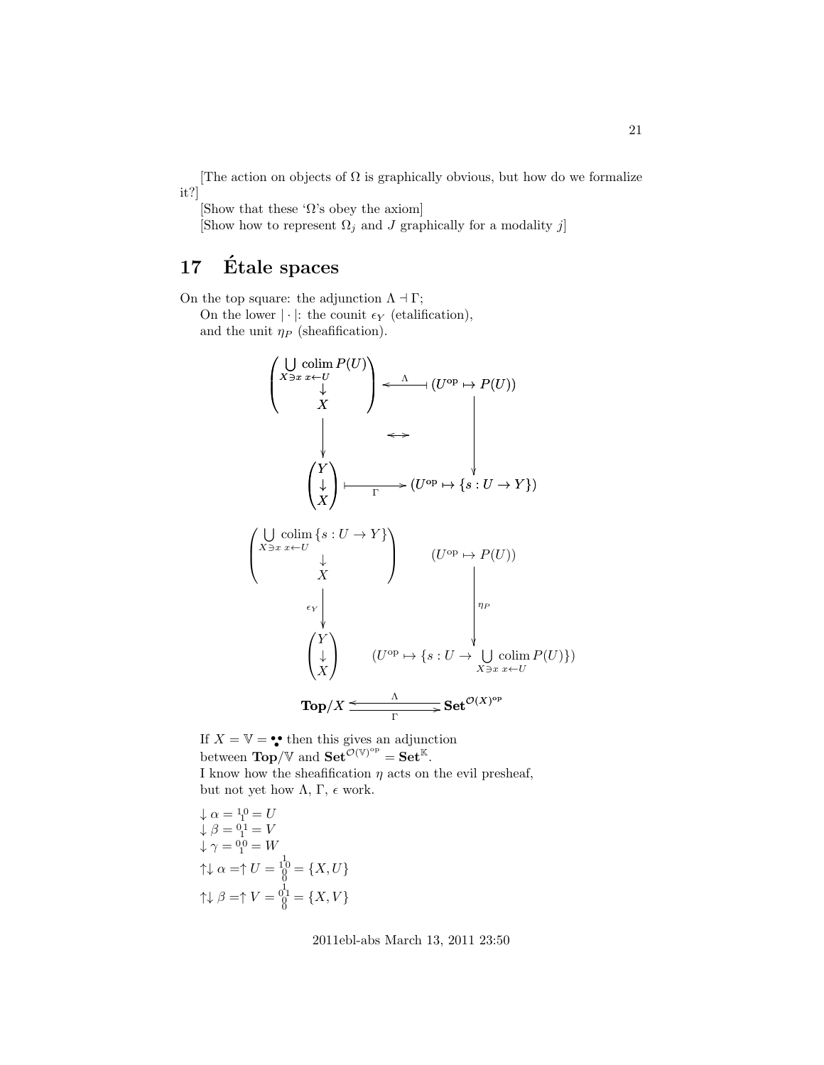[The action on objects of $\Omega$ is graphically obvious, but how do we formalize it?]

[Show that these '$\Omega$'s obey the axiom]

[Show how to represent $\Omega_j$ and $J$ graphically for a modality $j$]

# 17 Étale spaces

On the top square: the adjunction $\Lambda \dashv \Gamma$;

On the lower $|\cdot|$: the counit $\epsilon_Y$ (etalification), and the unit $\eta_P$ (sheafification).

$$
\begin{array}{ccc}
\begin{pmatrix} \bigcup_{X \ni x} \operatorname{colim}_{x \leftarrow U} P(U) \\ \downarrow \\ X \end{pmatrix} & \xleftarrow{\;\Lambda\;} & (U^{\text{op}} \mapsto P(U)) \\
\Big\downarrow & \leftrightarrow & \Big\downarrow \\
\begin{pmatrix} Y \\ \downarrow \\ X \end{pmatrix} & \xrightarrow[\Gamma]{} & (U^{\text{op}} \mapsto \{s : U \to Y\})
\end{array}
$$

$$
\begin{array}{ccc}
\begin{pmatrix} \bigcup_{X \ni x} \operatorname{colim}_{x \leftarrow U} \{s : U \to Y\} \\ \downarrow \\ X \end{pmatrix} & & (U^{\text{op}} \mapsto P(U)) \\
\Big\downarrow \epsilon_Y & & \Big\downarrow \eta_P \\
\begin{pmatrix} Y \\ \downarrow \\ X \end{pmatrix} & & (U^{\text{op}} \mapsto \{s : U \to \bigcup_{X \ni x} \operatorname{colim}_{x \leftarrow U} P(U)\})
\end{array}
$$

$$
\mathbf{Top}/X \underset{\Gamma}{\overset{\Lambda}{\rightleftarrows}} \mathbf{Set}^{\mathcal{O}(X)^{\text{op}}}
$$

If $X = \mathbb{V} = \because$ then this gives an adjunction between $\mathbf{Top}/\mathbb{V}$ and $\mathbf{Set}^{\mathcal{O}(\mathbb{V})^{\text{op}}} = \mathbf{Set}^{\mathbb{K}}$.

I know how the sheafification $\eta$ acts on the evil presheaf, but not yet how $\Lambda$, $\Gamma$, $\epsilon$ work.

$\downarrow \alpha = {}^{1}{}_{1}{}^{0} = U$

$\downarrow \beta = {}^{0}{}_{1}{}^{1} = V$

$\downarrow \gamma = {}^{0}{}_{1}{}^{0} = W$

$\uparrow\downarrow \alpha = \uparrow U = {}^{1}{}^{1}{}_{0}{}^{0}{}_{0} = \{X, U\}$

$\uparrow\downarrow \beta = \uparrow V = {}^{1}{}^{0}{}_{0}{}^{1}{}_{0} = \{X, V\}$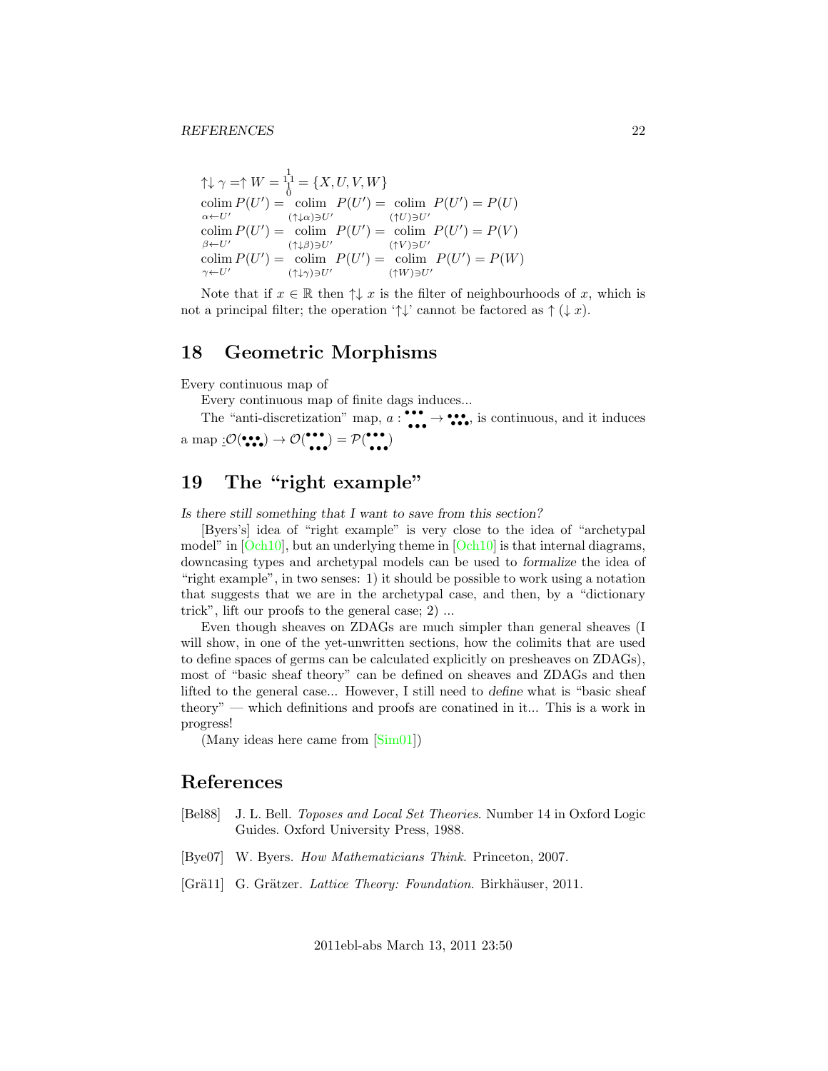$\uparrow\downarrow \gamma = \uparrow W = \begin{smallmatrix} & 1 & \\ 1 & & 1 \\ & 1 & \\ & 0 & \end{smallmatrix} = \{X, U, V, W\}$

$\underset{\alpha \leftarrow U'}{\operatorname{colim}} P(U') = \underset{(\uparrow\downarrow\alpha)\ni U'}{\operatorname{colim}} P(U') = \underset{(\uparrow U)\ni U'}{\operatorname{colim}} P(U') = P(U)$

$\underset{\beta \leftarrow U'}{\operatorname{colim}} P(U') = \underset{(\uparrow\downarrow\beta)\ni U'}{\operatorname{colim}} P(U') = \underset{(\uparrow V)\ni U'}{\operatorname{colim}} P(U') = P(V)$

$\underset{\gamma \leftarrow U'}{\operatorname{colim}} P(U') = \underset{(\uparrow\downarrow\gamma)\ni U'}{\operatorname{colim}} P(U') = \underset{(\uparrow W)\ni U'}{\operatorname{colim}} P(U') = P(W)$

Note that if $x \in \mathbb{R}$ then $\uparrow\downarrow x$ is the filter of neighbourhoods of $x$, which is not a principal filter; the operation '$\uparrow\downarrow$' cannot be factored as $\uparrow(\downarrow x)$.

## 18 Geometric Morphisms

Every continuous map of

Every continuous map of finite dags induces...

The "anti-discretization" map, $a : \begin{smallmatrix}\bullet\bullet\bullet\\\bullet\bullet\bullet\end{smallmatrix} \to \begin{smallmatrix}\bullet\bullet\bullet\\\bullet\bullet\bullet\end{smallmatrix}$, is continuous, and it induces a map $\underline{:}\mathcal{O}(\begin{smallmatrix}\bullet\bullet\bullet\\\bullet\bullet\bullet\end{smallmatrix}) \to \mathcal{O}(\begin{smallmatrix}\bullet\bullet\bullet\\\bullet\bullet\bullet\end{smallmatrix}) = \mathcal{P}(\begin{smallmatrix}\bullet\bullet\bullet\\\bullet\bullet\bullet\end{smallmatrix})$

## 19 The "right example"

*Is there still something that I want to save from this section?*

[Byers's] idea of "right example" is very close to the idea of "archetypal model" in [Och10], but an underlying theme in [Och10] is that internal diagrams, downcasing types and archetypal models can be used to *formalize* the idea of "right example", in two senses: 1) it should be possible to work using a notation that suggests that we are in the archetypal case, and then, by a "dictionary trick", lift our proofs to the general case; 2) ...

Even though sheaves on ZDAGs are much simpler than general sheaves (I will show, in one of the yet-unwritten sections, how the colimits that are used to define spaces of germs can be calculated explicitly on presheaves on ZDAGs), most of "basic sheaf theory" can be defined on sheaves and ZDAGs and then lifted to the general case... However, I still need to *define* what is "basic sheaf theory" — which definitions and proofs are conatined in it... This is a work in progress!

(Many ideas here came from [Sim01])

## References

[Bel88] J. L. Bell. *Toposes and Local Set Theories*. Number 14 in Oxford Logic Guides. Oxford University Press, 1988.

[Bye07] W. Byers. *How Mathematicians Think*. Princeton, 2007.

[Grä11] G. Grätzer. *Lattice Theory: Foundation*. Birkhäuser, 2011.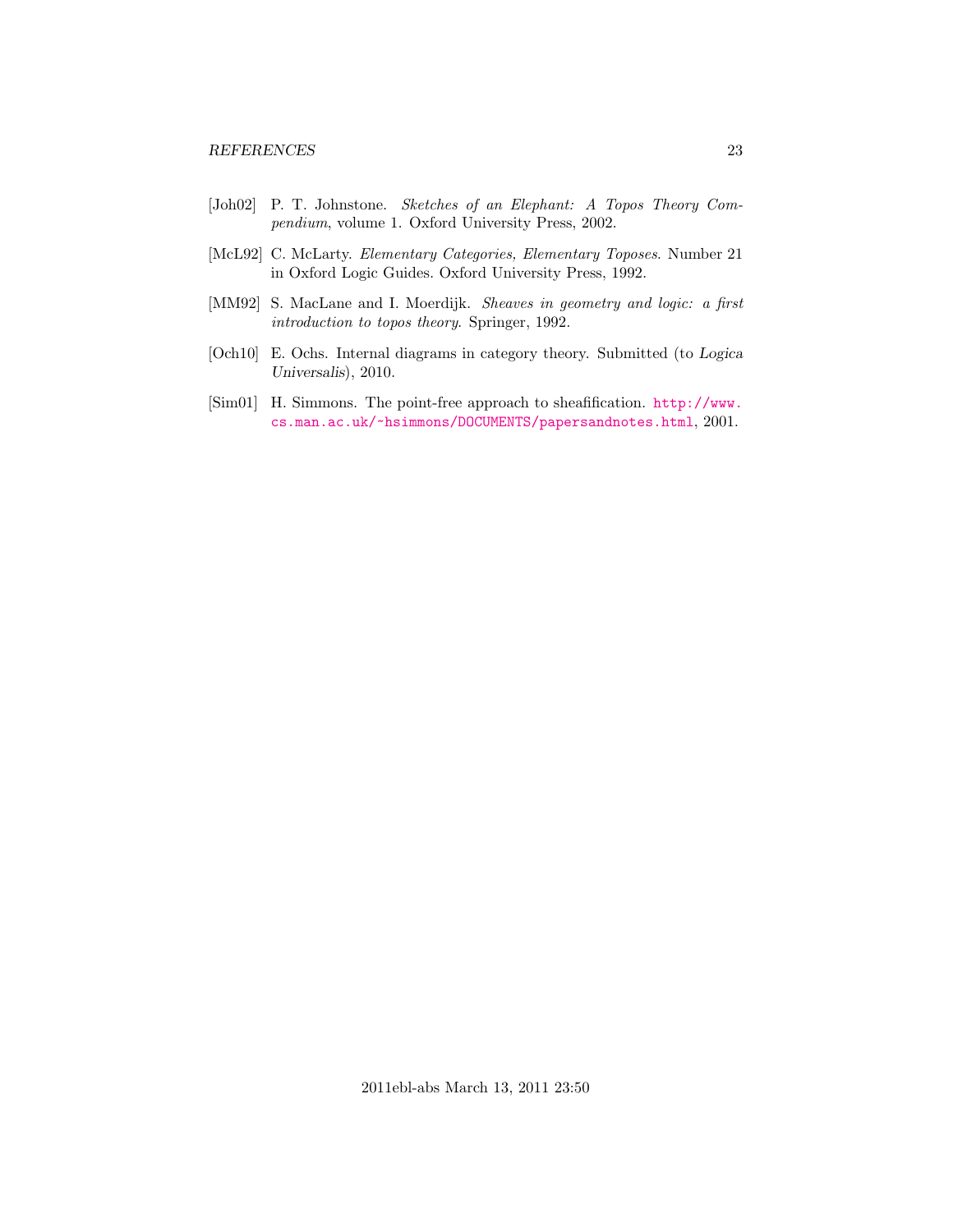[Joh02] P. T. Johnstone. *Sketches of an Elephant: A Topos Theory Compendium*, volume 1. Oxford University Press, 2002.

[McL92] C. McLarty. *Elementary Categories, Elementary Toposes*. Number 21 in Oxford Logic Guides. Oxford University Press, 1992.

[MM92] S. MacLane and I. Moerdijk. *Sheaves in geometry and logic: a first introduction to topos theory*. Springer, 1992.

[Och10] E. Ochs. Internal diagrams in category theory. Submitted (to *Logica Universalis*), 2010.

[Sim01] H. Simmons. The point-free approach to sheafification. http://www.cs.man.ac.uk/~hsimmons/DOCUMENTS/papersandnotes.html, 2001.

2011ebl-abs March 13, 2011 23:50